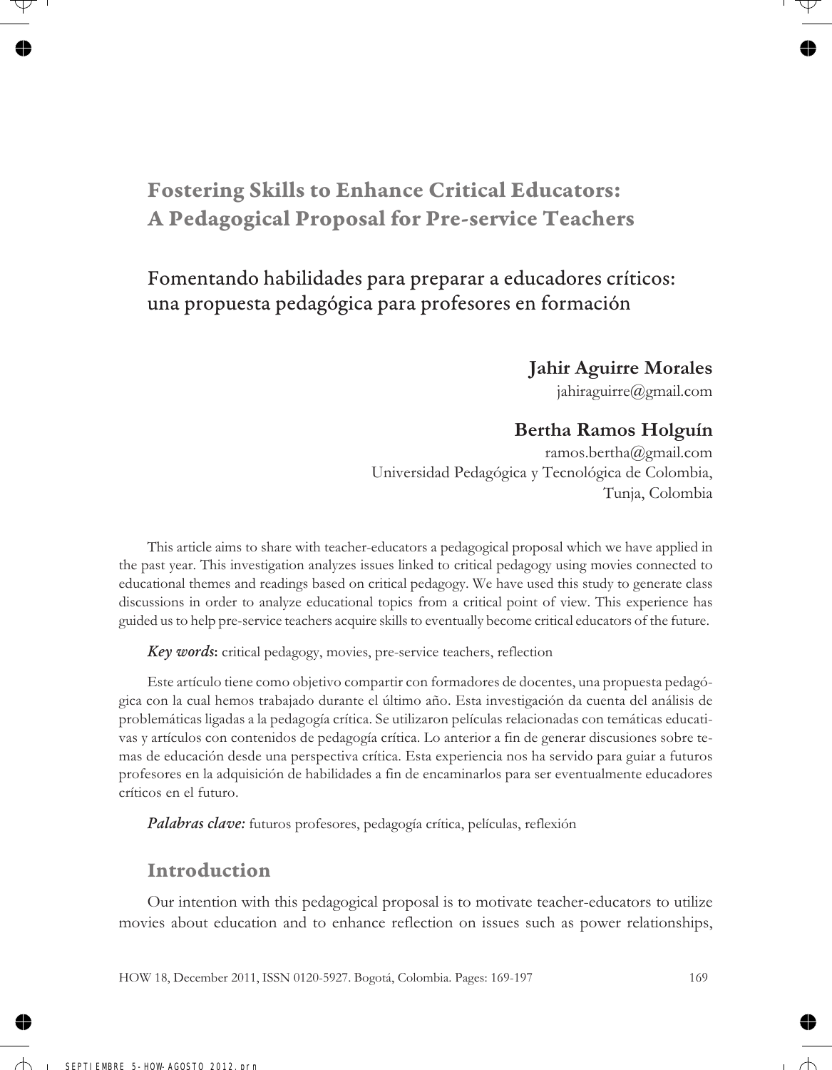# Fostering Skills to Enhance Critical Educators: A Pedagogical Proposal for Pre-service Teachers

## Fomentando habilidades para preparar a educadores críticos: una propuesta pedagógica para profesores en formación

**Jahir Aguirre Morales**
jahiraguirre@gmail.com

**Bertha Ramos Holguín**
ramos.bertha@gmail.com
Universidad Pedagógica y Tecnológica de Colombia,
Tunja, Colombia

This article aims to share with teacher-educators a pedagogical proposal which we have applied in the past year. This investigation analyzes issues linked to critical pedagogy using movies connected to educational themes and readings based on critical pedagogy. We have used this study to generate class discussions in order to analyze educational topics from a critical point of view. This experience has guided us to help pre-service teachers acquire skills to eventually become critical educators of the future.

***Key words*:** critical pedagogy, movies, pre-service teachers, reflection

Este artículo tiene como objetivo compartir con formadores de docentes, una propuesta pedagógica con la cual hemos trabajado durante el último año. Esta investigación da cuenta del análisis de problemáticas ligadas a la pedagogía crítica. Se utilizaron películas relacionadas con temáticas educativas y artículos con contenidos de pedagogía crítica. Lo anterior a fin de generar discusiones sobre temas de educación desde una perspectiva crítica. Esta experiencia nos ha servido para guiar a futuros profesores en la adquisición de habilidades a fin de encaminarlos para ser eventualmente educadores críticos en el futuro.

***Palabras clave:*** futuros profesores, pedagogía crítica, películas, reflexión

## Introduction

Our intention with this pedagogical proposal is to motivate teacher-educators to utilize movies about education and to enhance reflection on issues such as power relationships,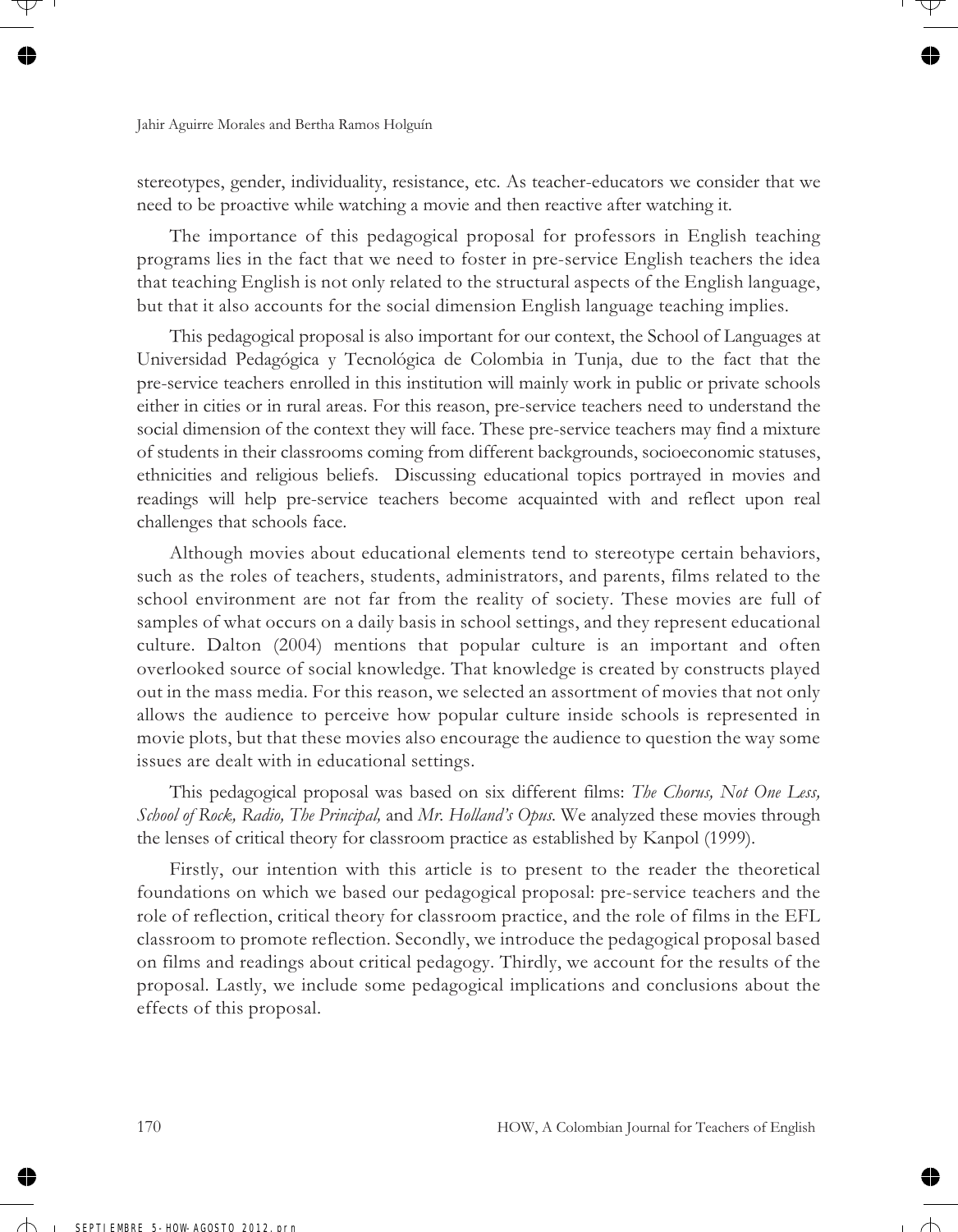stereotypes, gender, individuality, resistance, etc. As teacher-educators we consider that we need to be proactive while watching a movie and then reactive after watching it.

The importance of this pedagogical proposal for professors in English teaching programs lies in the fact that we need to foster in pre-service English teachers the idea that teaching English is not only related to the structural aspects of the English language, but that it also accounts for the social dimension English language teaching implies.

This pedagogical proposal is also important for our context, the School of Languages at Universidad Pedagógica y Tecnológica de Colombia in Tunja, due to the fact that the pre-service teachers enrolled in this institution will mainly work in public or private schools either in cities or in rural areas. For this reason, pre-service teachers need to understand the social dimension of the context they will face. These pre-service teachers may find a mixture of students in their classrooms coming from different backgrounds, socioeconomic statuses, ethnicities and religious beliefs. Discussing educational topics portrayed in movies and readings will help pre-service teachers become acquainted with and reflect upon real challenges that schools face.

Although movies about educational elements tend to stereotype certain behaviors, such as the roles of teachers, students, administrators, and parents, films related to the school environment are not far from the reality of society. These movies are full of samples of what occurs on a daily basis in school settings, and they represent educational culture. Dalton (2004) mentions that popular culture is an important and often overlooked source of social knowledge. That knowledge is created by constructs played out in the mass media. For this reason, we selected an assortment of movies that not only allows the audience to perceive how popular culture inside schools is represented in movie plots, but that these movies also encourage the audience to question the way some issues are dealt with in educational settings.

This pedagogical proposal was based on six different films: *The Chorus, Not One Less, School of Rock, Radio, The Principal,* and *Mr. Holland's Opus.* We analyzed these movies through the lenses of critical theory for classroom practice as established by Kanpol (1999).

Firstly, our intention with this article is to present to the reader the theoretical foundations on which we based our pedagogical proposal: pre-service teachers and the role of reflection, critical theory for classroom practice, and the role of films in the EFL classroom to promote reflection. Secondly, we introduce the pedagogical proposal based on films and readings about critical pedagogy. Thirdly, we account for the results of the proposal. Lastly, we include some pedagogical implications and conclusions about the effects of this proposal.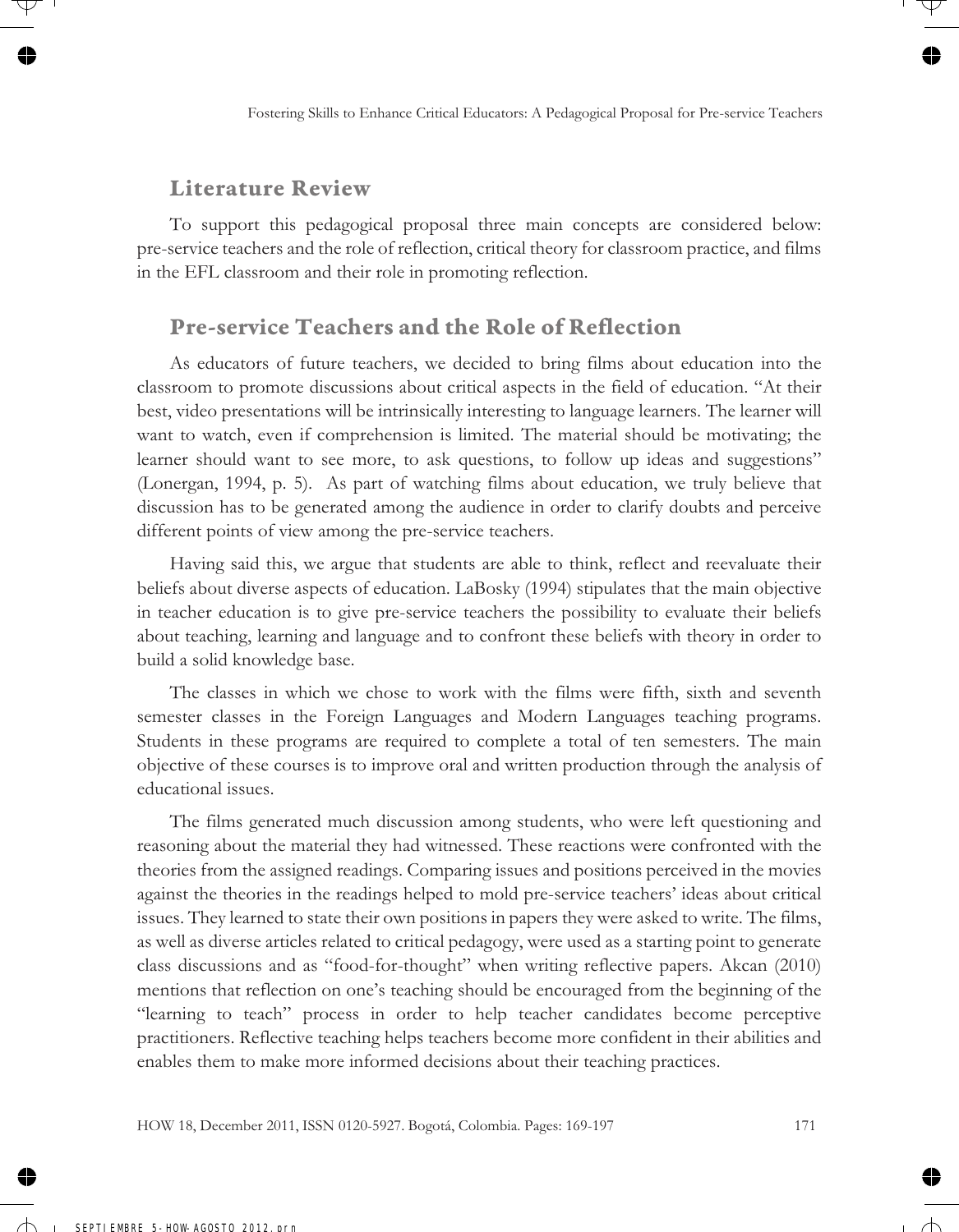## Literature Review

To support this pedagogical proposal three main concepts are considered below: pre-service teachers and the role of reflection, critical theory for classroom practice, and films in the EFL classroom and their role in promoting reflection.

## Pre-service Teachers and the Role of Reflection

As educators of future teachers, we decided to bring films about education into the classroom to promote discussions about critical aspects in the field of education. "At their best, video presentations will be intrinsically interesting to language learners. The learner will want to watch, even if comprehension is limited. The material should be motivating; the learner should want to see more, to ask questions, to follow up ideas and suggestions" (Lonergan, 1994, p. 5). As part of watching films about education, we truly believe that discussion has to be generated among the audience in order to clarify doubts and perceive different points of view among the pre-service teachers.

Having said this, we argue that students are able to think, reflect and reevaluate their beliefs about diverse aspects of education. LaBosky (1994) stipulates that the main objective in teacher education is to give pre-service teachers the possibility to evaluate their beliefs about teaching, learning and language and to confront these beliefs with theory in order to build a solid knowledge base.

The classes in which we chose to work with the films were fifth, sixth and seventh semester classes in the Foreign Languages and Modern Languages teaching programs. Students in these programs are required to complete a total of ten semesters. The main objective of these courses is to improve oral and written production through the analysis of educational issues.

The films generated much discussion among students, who were left questioning and reasoning about the material they had witnessed. These reactions were confronted with the theories from the assigned readings. Comparing issues and positions perceived in the movies against the theories in the readings helped to mold pre-service teachers' ideas about critical issues. They learned to state their own positions in papers they were asked to write. The films, as well as diverse articles related to critical pedagogy, were used as a starting point to generate class discussions and as "food-for-thought" when writing reflective papers. Akcan (2010) mentions that reflection on one's teaching should be encouraged from the beginning of the "learning to teach" process in order to help teacher candidates become perceptive practitioners. Reflective teaching helps teachers become more confident in their abilities and enables them to make more informed decisions about their teaching practices.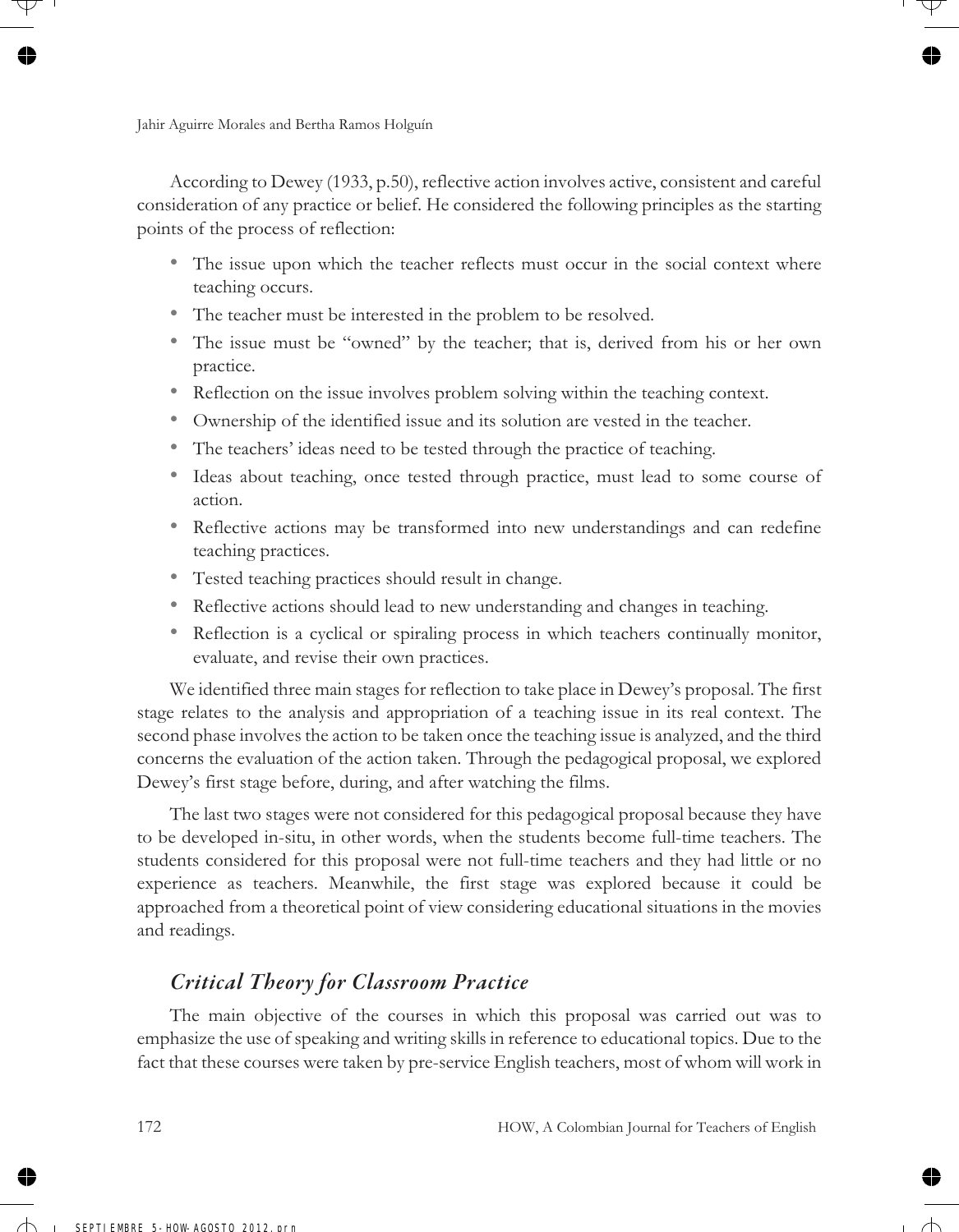According to Dewey (1933, p.50), reflective action involves active, consistent and careful consideration of any practice or belief. He considered the following principles as the starting points of the process of reflection:

- The issue upon which the teacher reflects must occur in the social context where teaching occurs.
- The teacher must be interested in the problem to be resolved.
- The issue must be "owned" by the teacher; that is, derived from his or her own practice.
- Reflection on the issue involves problem solving within the teaching context.
- Ownership of the identified issue and its solution are vested in the teacher.
- The teachers' ideas need to be tested through the practice of teaching.
- Ideas about teaching, once tested through practice, must lead to some course of action.
- Reflective actions may be transformed into new understandings and can redefine teaching practices.
- Tested teaching practices should result in change.
- Reflective actions should lead to new understanding and changes in teaching.
- Reflection is a cyclical or spiraling process in which teachers continually monitor, evaluate, and revise their own practices.

We identified three main stages for reflection to take place in Dewey's proposal. The first stage relates to the analysis and appropriation of a teaching issue in its real context. The second phase involves the action to be taken once the teaching issue is analyzed, and the third concerns the evaluation of the action taken. Through the pedagogical proposal, we explored Dewey's first stage before, during, and after watching the films.

The last two stages were not considered for this pedagogical proposal because they have to be developed in-situ, in other words, when the students become full-time teachers. The students considered for this proposal were not full-time teachers and they had little or no experience as teachers. Meanwhile, the first stage was explored because it could be approached from a theoretical point of view considering educational situations in the movies and readings.

## *Critical Theory for Classroom Practice*

The main objective of the courses in which this proposal was carried out was to emphasize the use of speaking and writing skills in reference to educational topics. Due to the fact that these courses were taken by pre-service English teachers, most of whom will work in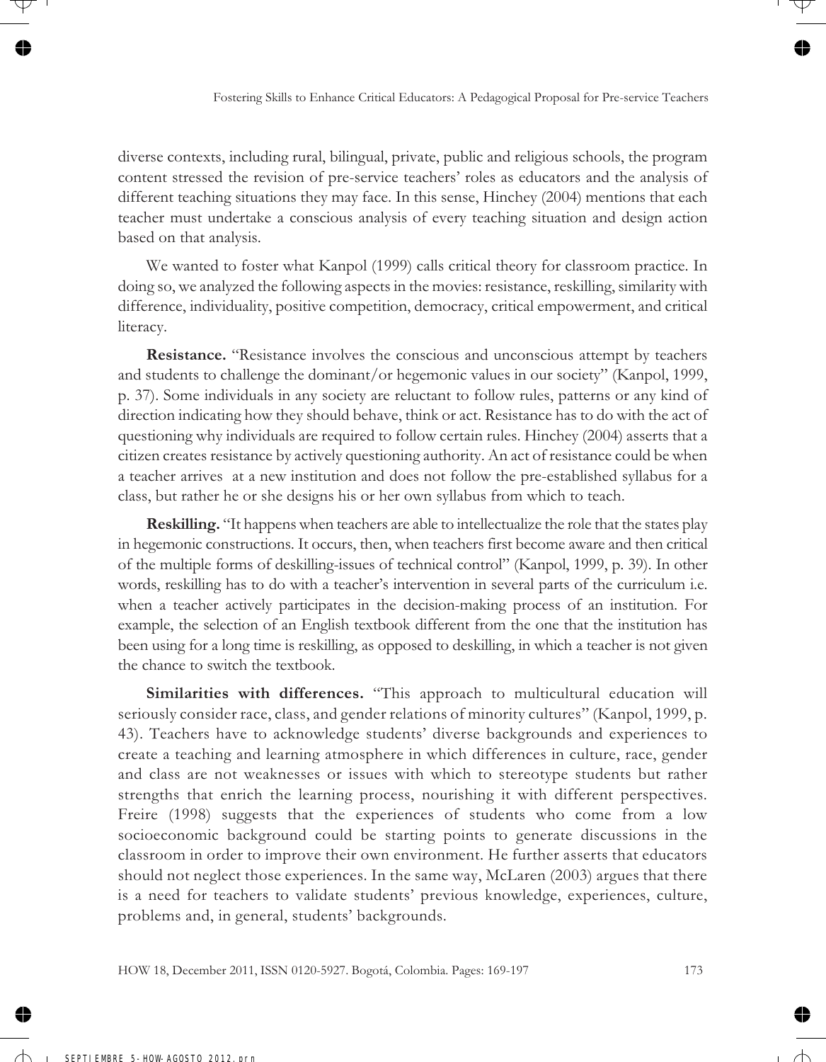diverse contexts, including rural, bilingual, private, public and religious schools, the program content stressed the revision of pre-service teachers' roles as educators and the analysis of different teaching situations they may face. In this sense, Hinchey (2004) mentions that each teacher must undertake a conscious analysis of every teaching situation and design action based on that analysis.

We wanted to foster what Kanpol (1999) calls critical theory for classroom practice. In doing so, we analyzed the following aspects in the movies: resistance, reskilling, similarity with difference, individuality, positive competition, democracy, critical empowerment, and critical literacy.

**Resistance.** "Resistance involves the conscious and unconscious attempt by teachers and students to challenge the dominant/or hegemonic values in our society" (Kanpol, 1999, p. 37). Some individuals in any society are reluctant to follow rules, patterns or any kind of direction indicating how they should behave, think or act. Resistance has to do with the act of questioning why individuals are required to follow certain rules. Hinchey (2004) asserts that a citizen creates resistance by actively questioning authority. An act of resistance could be when a teacher arrives at a new institution and does not follow the pre-established syllabus for a class, but rather he or she designs his or her own syllabus from which to teach.

**Reskilling.** "It happens when teachers are able to intellectualize the role that the states play in hegemonic constructions. It occurs, then, when teachers first become aware and then critical of the multiple forms of deskilling-issues of technical control" (Kanpol, 1999, p. 39). In other words, reskilling has to do with a teacher's intervention in several parts of the curriculum i.e. when a teacher actively participates in the decision-making process of an institution. For example, the selection of an English textbook different from the one that the institution has been using for a long time is reskilling, as opposed to deskilling, in which a teacher is not given the chance to switch the textbook.

**Similarities with differences.** "This approach to multicultural education will seriously consider race, class, and gender relations of minority cultures" (Kanpol, 1999, p. 43). Teachers have to acknowledge students' diverse backgrounds and experiences to create a teaching and learning atmosphere in which differences in culture, race, gender and class are not weaknesses or issues with which to stereotype students but rather strengths that enrich the learning process, nourishing it with different perspectives. Freire (1998) suggests that the experiences of students who come from a low socioeconomic background could be starting points to generate discussions in the classroom in order to improve their own environment. He further asserts that educators should not neglect those experiences. In the same way, McLaren (2003) argues that there is a need for teachers to validate students' previous knowledge, experiences, culture, problems and, in general, students' backgrounds.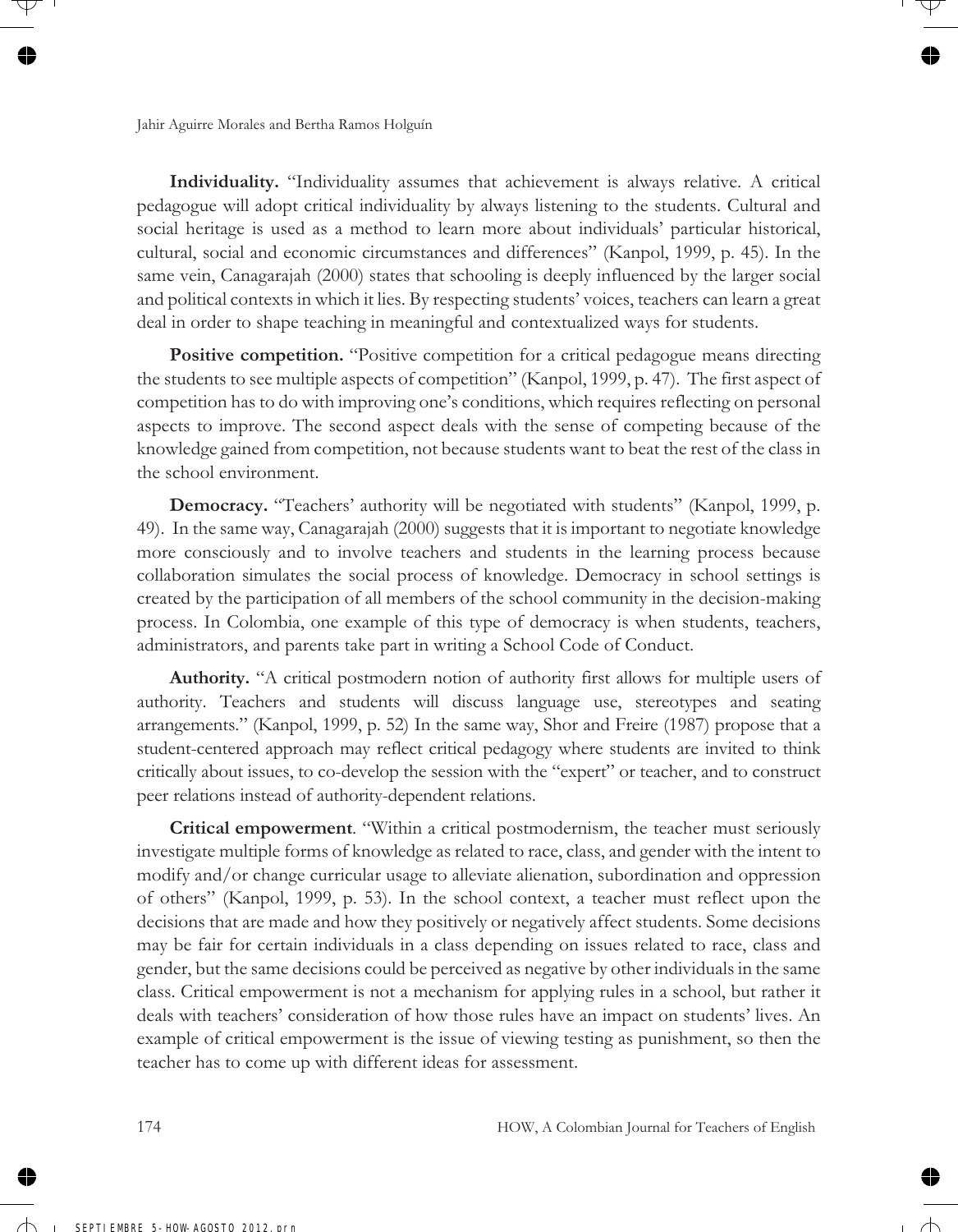**Individuality.** "Individuality assumes that achievement is always relative. A critical pedagogue will adopt critical individuality by always listening to the students. Cultural and social heritage is used as a method to learn more about individuals' particular historical, cultural, social and economic circumstances and differences" (Kanpol, 1999, p. 45). In the same vein, Canagarajah (2000) states that schooling is deeply influenced by the larger social and political contexts in which it lies. By respecting students' voices, teachers can learn a great deal in order to shape teaching in meaningful and contextualized ways for students.

**Positive competition.** "Positive competition for a critical pedagogue means directing the students to see multiple aspects of competition" (Kanpol, 1999, p. 47). The first aspect of competition has to do with improving one's conditions, which requires reflecting on personal aspects to improve. The second aspect deals with the sense of competing because of the knowledge gained from competition, not because students want to beat the rest of the class in the school environment.

**Democracy.** "Teachers' authority will be negotiated with students" (Kanpol, 1999, p. 49). In the same way, Canagarajah (2000) suggests that it is important to negotiate knowledge more consciously and to involve teachers and students in the learning process because collaboration simulates the social process of knowledge. Democracy in school settings is created by the participation of all members of the school community in the decision-making process. In Colombia, one example of this type of democracy is when students, teachers, administrators, and parents take part in writing a School Code of Conduct.

**Authority.** "A critical postmodern notion of authority first allows for multiple users of authority. Teachers and students will discuss language use, stereotypes and seating arrangements." (Kanpol, 1999, p. 52) In the same way, Shor and Freire (1987) propose that a student-centered approach may reflect critical pedagogy where students are invited to think critically about issues, to co-develop the session with the "expert" or teacher, and to construct peer relations instead of authority-dependent relations.

**Critical empowerment**. "Within a critical postmodernism, the teacher must seriously investigate multiple forms of knowledge as related to race, class, and gender with the intent to modify and/or change curricular usage to alleviate alienation, subordination and oppression of others" (Kanpol, 1999, p. 53). In the school context, a teacher must reflect upon the decisions that are made and how they positively or negatively affect students. Some decisions may be fair for certain individuals in a class depending on issues related to race, class and gender, but the same decisions could be perceived as negative by other individuals in the same class. Critical empowerment is not a mechanism for applying rules in a school, but rather it deals with teachers' consideration of how those rules have an impact on students' lives. An example of critical empowerment is the issue of viewing testing as punishment, so then the teacher has to come up with different ideas for assessment.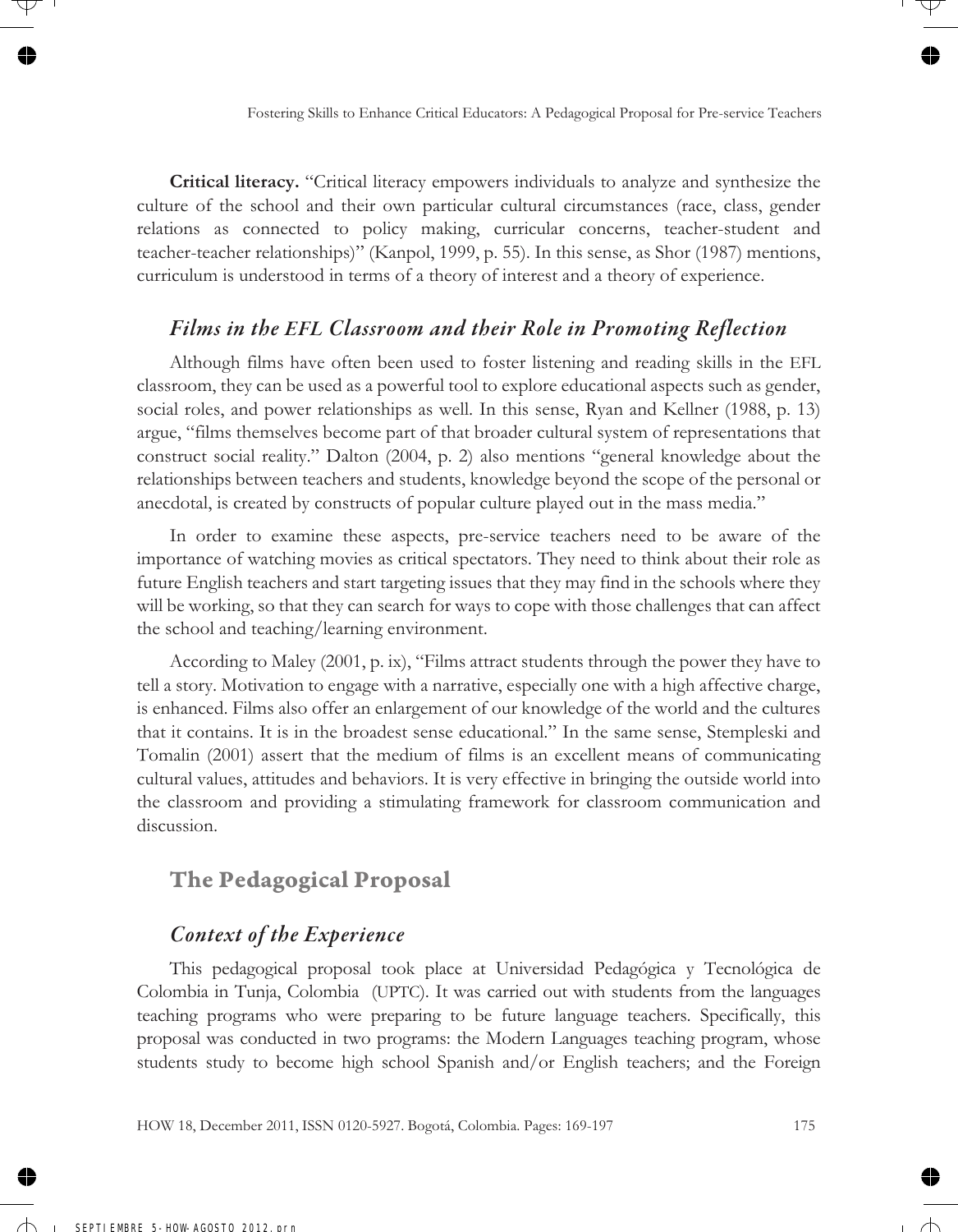**Critical literacy.** "Critical literacy empowers individuals to analyze and synthesize the culture of the school and their own particular cultural circumstances (race, class, gender relations as connected to policy making, curricular concerns, teacher-student and teacher-teacher relationships)" (Kanpol, 1999, p. 55). In this sense, as Shor (1987) mentions, curriculum is understood in terms of a theory of interest and a theory of experience.

### *Films in the EFL Classroom and their Role in Promoting Reflection*

Although films have often been used to foster listening and reading skills in the EFL classroom, they can be used as a powerful tool to explore educational aspects such as gender, social roles, and power relationships as well. In this sense, Ryan and Kellner (1988, p. 13) argue, "films themselves become part of that broader cultural system of representations that construct social reality." Dalton (2004, p. 2) also mentions "general knowledge about the relationships between teachers and students, knowledge beyond the scope of the personal or anecdotal, is created by constructs of popular culture played out in the mass media."

In order to examine these aspects, pre-service teachers need to be aware of the importance of watching movies as critical spectators. They need to think about their role as future English teachers and start targeting issues that they may find in the schools where they will be working, so that they can search for ways to cope with those challenges that can affect the school and teaching/learning environment.

According to Maley (2001, p. ix), "Films attract students through the power they have to tell a story. Motivation to engage with a narrative, especially one with a high affective charge, is enhanced. Films also offer an enlargement of our knowledge of the world and the cultures that it contains. It is in the broadest sense educational." In the same sense, Stempleski and Tomalin (2001) assert that the medium of films is an excellent means of communicating cultural values, attitudes and behaviors. It is very effective in bringing the outside world into the classroom and providing a stimulating framework for classroom communication and discussion.

## The Pedagogical Proposal

### *Context of the Experience*

This pedagogical proposal took place at Universidad Pedagógica y Tecnológica de Colombia in Tunja, Colombia (UPTC). It was carried out with students from the languages teaching programs who were preparing to be future language teachers. Specifically, this proposal was conducted in two programs: the Modern Languages teaching program, whose students study to become high school Spanish and/or English teachers; and the Foreign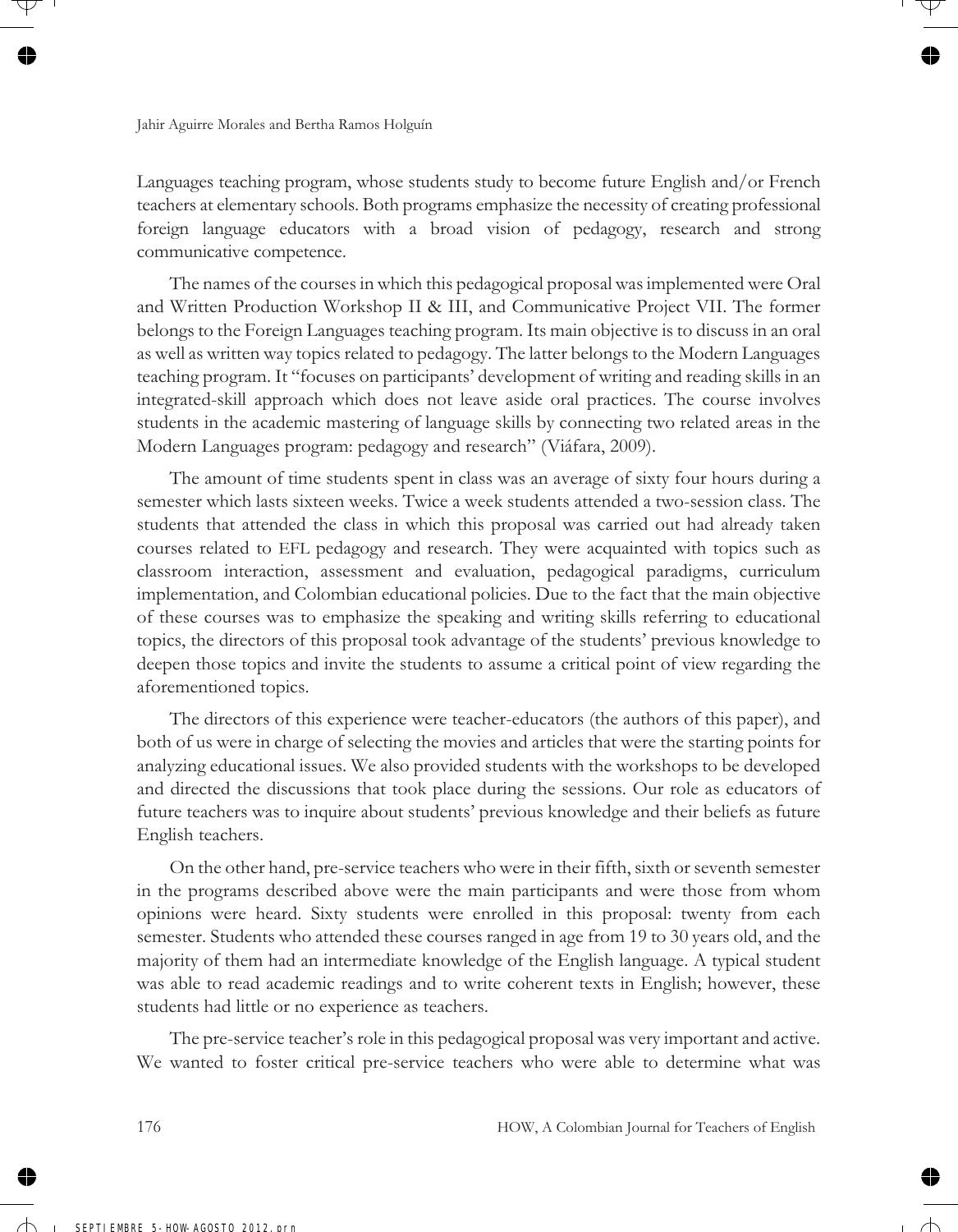Languages teaching program, whose students study to become future English and/or French teachers at elementary schools. Both programs emphasize the necessity of creating professional foreign language educators with a broad vision of pedagogy, research and strong communicative competence.

The names of the courses in which this pedagogical proposal was implemented were Oral and Written Production Workshop II & III, and Communicative Project VII. The former belongs to the Foreign Languages teaching program. Its main objective is to discuss in an oral as well as written way topics related to pedagogy. The latter belongs to the Modern Languages teaching program. It "focuses on participants' development of writing and reading skills in an integrated-skill approach which does not leave aside oral practices. The course involves students in the academic mastering of language skills by connecting two related areas in the Modern Languages program: pedagogy and research" (Viáfara, 2009).

The amount of time students spent in class was an average of sixty four hours during a semester which lasts sixteen weeks. Twice a week students attended a two-session class. The students that attended the class in which this proposal was carried out had already taken courses related to EFL pedagogy and research. They were acquainted with topics such as classroom interaction, assessment and evaluation, pedagogical paradigms, curriculum implementation, and Colombian educational policies. Due to the fact that the main objective of these courses was to emphasize the speaking and writing skills referring to educational topics, the directors of this proposal took advantage of the students' previous knowledge to deepen those topics and invite the students to assume a critical point of view regarding the aforementioned topics.

The directors of this experience were teacher-educators (the authors of this paper), and both of us were in charge of selecting the movies and articles that were the starting points for analyzing educational issues. We also provided students with the workshops to be developed and directed the discussions that took place during the sessions. Our role as educators of future teachers was to inquire about students' previous knowledge and their beliefs as future English teachers.

On the other hand, pre-service teachers who were in their fifth, sixth or seventh semester in the programs described above were the main participants and were those from whom opinions were heard. Sixty students were enrolled in this proposal: twenty from each semester. Students who attended these courses ranged in age from 19 to 30 years old, and the majority of them had an intermediate knowledge of the English language. A typical student was able to read academic readings and to write coherent texts in English; however, these students had little or no experience as teachers.

The pre-service teacher's role in this pedagogical proposal was very important and active. We wanted to foster critical pre-service teachers who were able to determine what was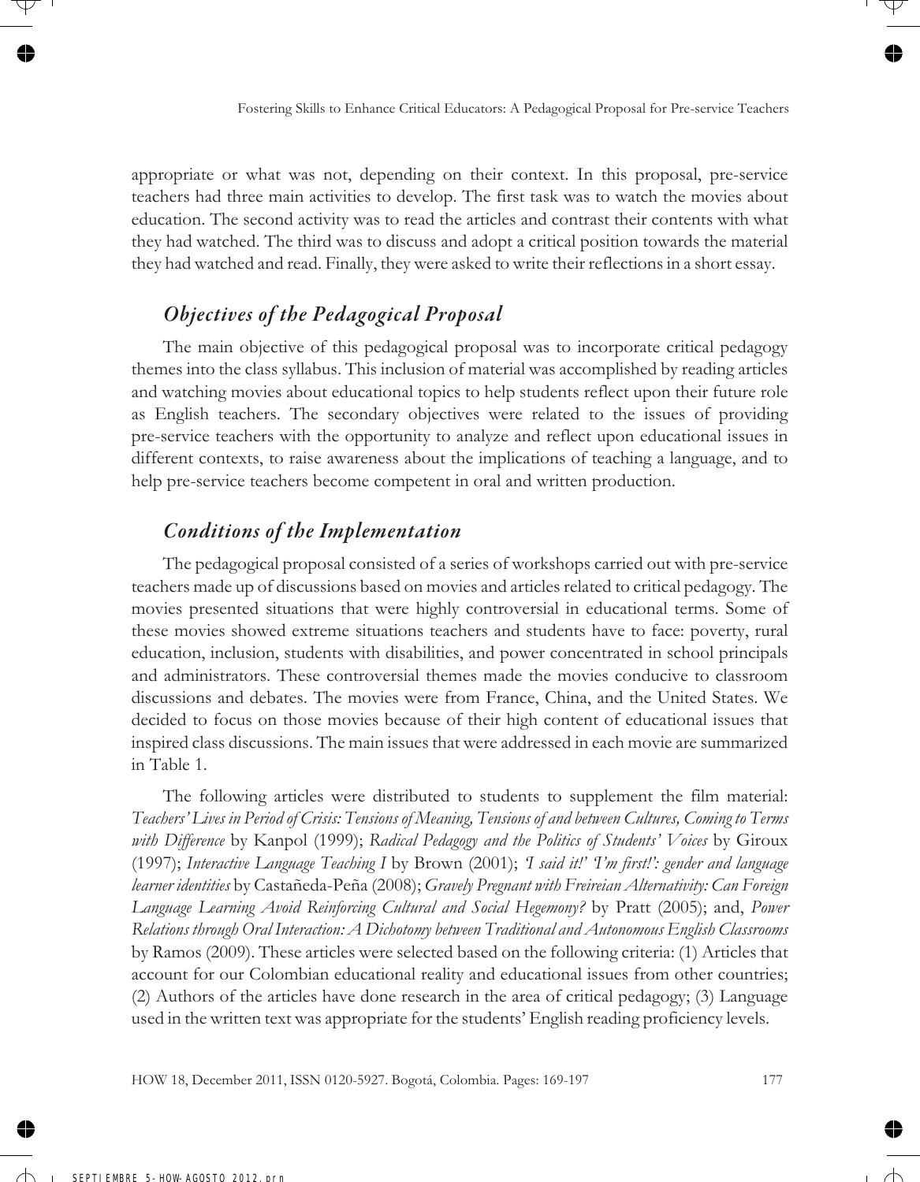appropriate or what was not, depending on their context. In this proposal, pre-service teachers had three main activities to develop. The first task was to watch the movies about education. The second activity was to read the articles and contrast their contents with what they had watched. The third was to discuss and adopt a critical position towards the material they had watched and read. Finally, they were asked to write their reflections in a short essay.

## *Objectives of the Pedagogical Proposal*

The main objective of this pedagogical proposal was to incorporate critical pedagogy themes into the class syllabus. This inclusion of material was accomplished by reading articles and watching movies about educational topics to help students reflect upon their future role as English teachers. The secondary objectives were related to the issues of providing pre-service teachers with the opportunity to analyze and reflect upon educational issues in different contexts, to raise awareness about the implications of teaching a language, and to help pre-service teachers become competent in oral and written production.

## *Conditions of the Implementation*

The pedagogical proposal consisted of a series of workshops carried out with pre-service teachers made up of discussions based on movies and articles related to critical pedagogy. The movies presented situations that were highly controversial in educational terms. Some of these movies showed extreme situations teachers and students have to face: poverty, rural education, inclusion, students with disabilities, and power concentrated in school principals and administrators. These controversial themes made the movies conducive to classroom discussions and debates. The movies were from France, China, and the United States. We decided to focus on those movies because of their high content of educational issues that inspired class discussions. The main issues that were addressed in each movie are summarized in Table 1.

The following articles were distributed to students to supplement the film material: *Teachers' Lives in Period of Crisis: Tensions of Meaning, Tensions of and between Cultures, Coming to Terms with Difference* by Kanpol (1999); *Radical Pedagogy and the Politics of Students' Voices* by Giroux (1997); *Interactive Language Teaching I* by Brown (2001); *'I said it!' 'I'm first!': gender and language learner identities* by Castañeda-Peña (2008); *Gravely Pregnant with Freireian Alternativity: Can Foreign Language Learning Avoid Reinforcing Cultural and Social Hegemony?* by Pratt (2005); and, *Power Relations through Oral Interaction: A Dichotomy between Traditional and Autonomous English Classrooms* by Ramos (2009). These articles were selected based on the following criteria: (1) Articles that account for our Colombian educational reality and educational issues from other countries; (2) Authors of the articles have done research in the area of critical pedagogy; (3) Language used in the written text was appropriate for the students' English reading proficiency levels.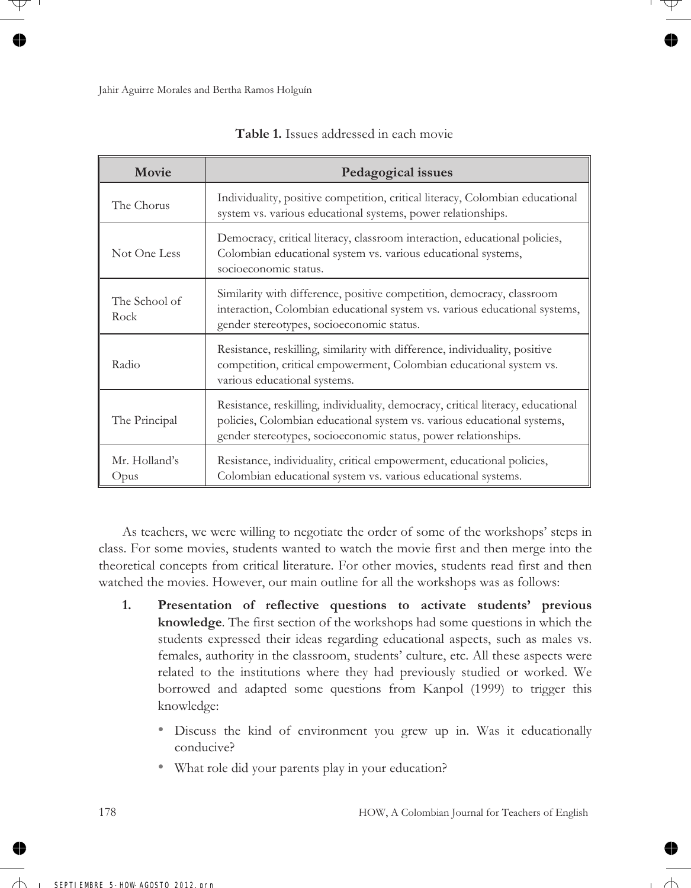**Table 1.** Issues addressed in each movie

| Movie | Pedagogical issues |
| --- | --- |
| The Chorus | Individuality, positive competition, critical literacy, Colombian educational system vs. various educational systems, power relationships. |
| Not One Less | Democracy, critical literacy, classroom interaction, educational policies, Colombian educational system vs. various educational systems, socioeconomic status. |
| The School of Rock | Similarity with difference, positive competition, democracy, classroom interaction, Colombian educational system vs. various educational systems, gender stereotypes, socioeconomic status. |
| Radio | Resistance, reskilling, similarity with difference, individuality, positive competition, critical empowerment, Colombian educational system vs. various educational systems. |
| The Principal | Resistance, reskilling, individuality, democracy, critical literacy, educational policies, Colombian educational system vs. various educational systems, gender stereotypes, socioeconomic status, power relationships. |
| Mr. Holland's Opus | Resistance, individuality, critical empowerment, educational policies, Colombian educational system vs. various educational systems. |

As teachers, we were willing to negotiate the order of some of the workshops' steps in class. For some movies, students wanted to watch the movie first and then merge into the theoretical concepts from critical literature. For other movies, students read first and then watched the movies. However, our main outline for all the workshops was as follows:

1. **Presentation of reflective questions to activate students' previous knowledge**. The first section of the workshops had some questions in which the students expressed their ideas regarding educational aspects, such as males vs. females, authority in the classroom, students' culture, etc. All these aspects were related to the institutions where they had previously studied or worked. We borrowed and adapted some questions from Kanpol (1999) to trigger this knowledge:

    - Discuss the kind of environment you grew up in. Was it educationally conducive?
    - What role did your parents play in your education?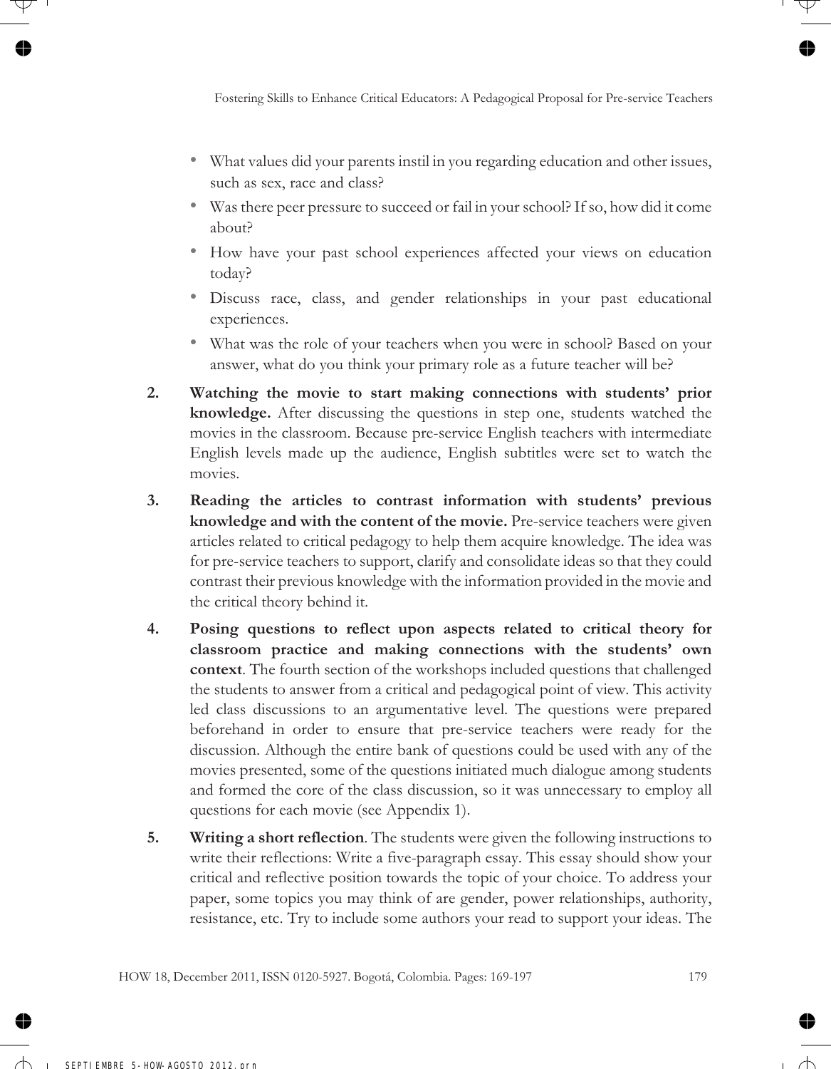- What values did your parents instil in you regarding education and other issues, such as sex, race and class?
- Was there peer pressure to succeed or fail in your school? If so, how did it come about?
- How have your past school experiences affected your views on education today?
- Discuss race, class, and gender relationships in your past educational experiences.
- What was the role of your teachers when you were in school? Based on your answer, what do you think your primary role as a future teacher will be?

2. **Watching the movie to start making connections with students' prior knowledge.** After discussing the questions in step one, students watched the movies in the classroom. Because pre-service English teachers with intermediate English levels made up the audience, English subtitles were set to watch the movies.

3. **Reading the articles to contrast information with students' previous knowledge and with the content of the movie.** Pre-service teachers were given articles related to critical pedagogy to help them acquire knowledge. The idea was for pre-service teachers to support, clarify and consolidate ideas so that they could contrast their previous knowledge with the information provided in the movie and the critical theory behind it.

4. **Posing questions to reflect upon aspects related to critical theory for classroom practice and making connections with the students' own context**. The fourth section of the workshops included questions that challenged the students to answer from a critical and pedagogical point of view. This activity led class discussions to an argumentative level. The questions were prepared beforehand in order to ensure that pre-service teachers were ready for the discussion. Although the entire bank of questions could be used with any of the movies presented, some of the questions initiated much dialogue among students and formed the core of the class discussion, so it was unnecessary to employ all questions for each movie (see Appendix 1).

5. **Writing a short reflection**. The students were given the following instructions to write their reflections: Write a five-paragraph essay. This essay should show your critical and reflective position towards the topic of your choice. To address your paper, some topics you may think of are gender, power relationships, authority, resistance, etc. Try to include some authors your read to support your ideas. The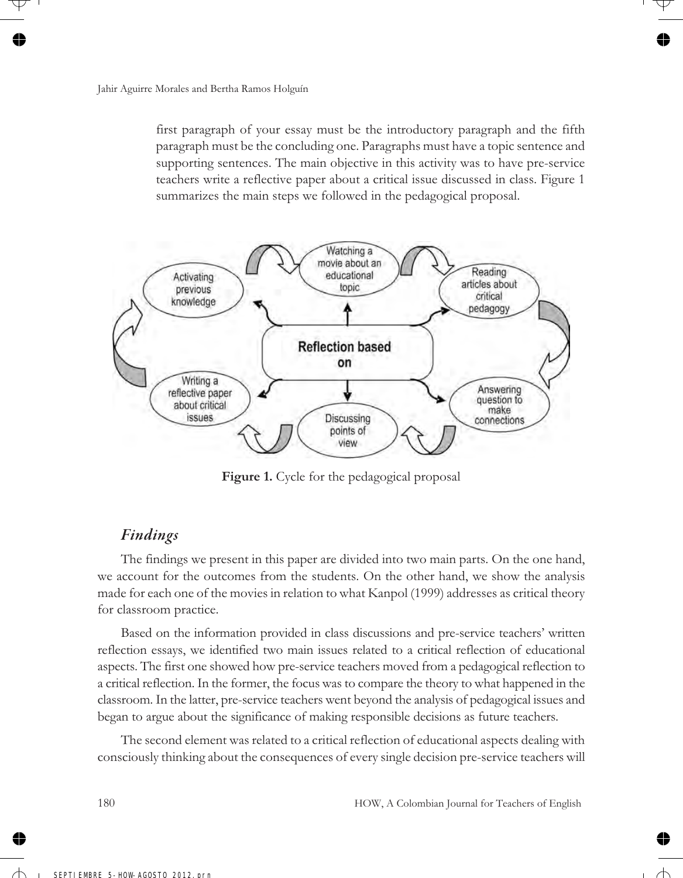first paragraph of your essay must be the introductory paragraph and the fifth paragraph must be the concluding one. Paragraphs must have a topic sentence and supporting sentences. The main objective in this activity was to have pre-service teachers write a reflective paper about a critical issue discussed in class. Figure 1 summarizes the main steps we followed in the pedagogical proposal.

**Figure 1.** Cycle for the pedagogical proposal

## *Findings*

The findings we present in this paper are divided into two main parts. On the one hand, we account for the outcomes from the students. On the other hand, we show the analysis made for each one of the movies in relation to what Kanpol (1999) addresses as critical theory for classroom practice.

Based on the information provided in class discussions and pre-service teachers' written reflection essays, we identified two main issues related to a critical reflection of educational aspects. The first one showed how pre-service teachers moved from a pedagogical reflection to a critical reflection. In the former, the focus was to compare the theory to what happened in the classroom. In the latter, pre-service teachers went beyond the analysis of pedagogical issues and began to argue about the significance of making responsible decisions as future teachers.

The second element was related to a critical reflection of educational aspects dealing with consciously thinking about the consequences of every single decision pre-service teachers will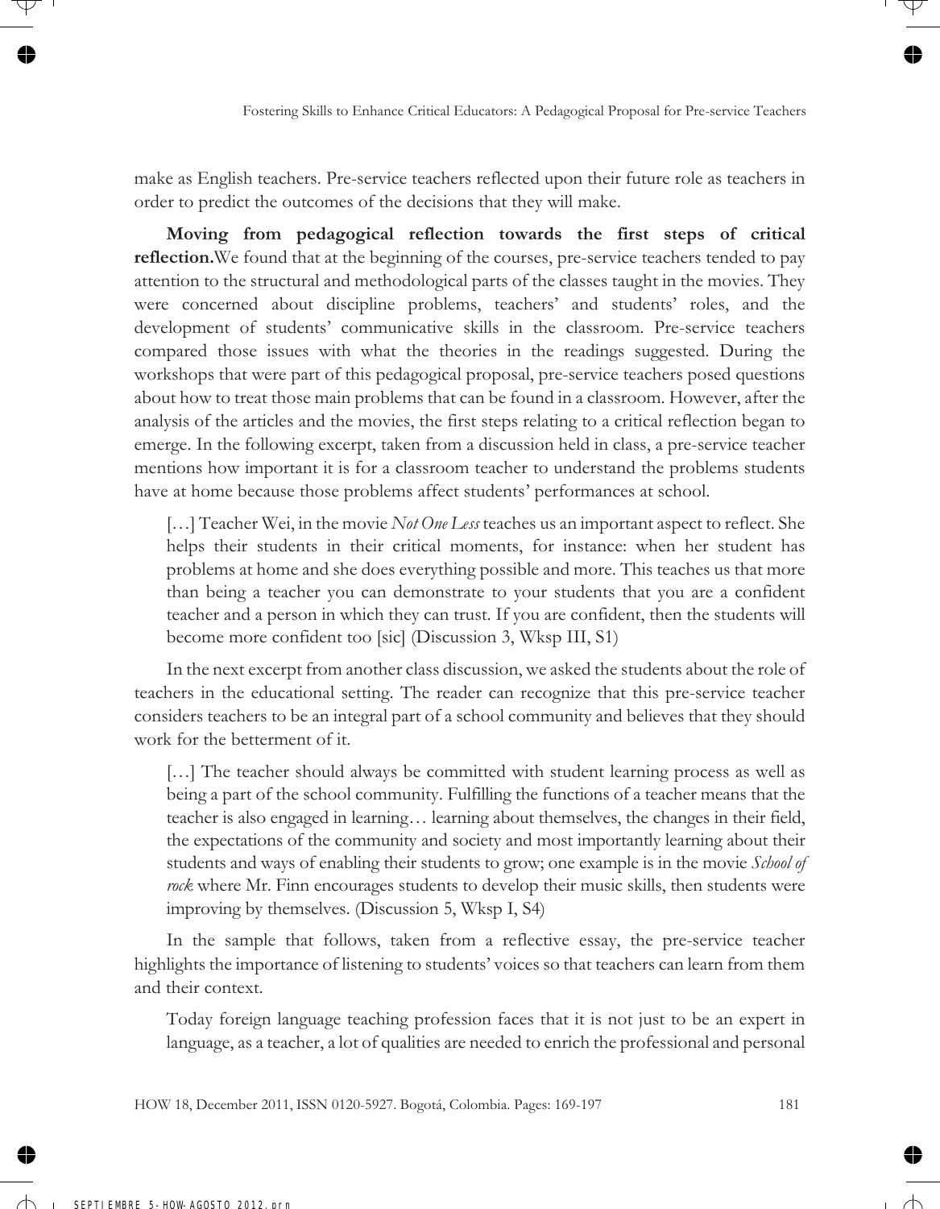make as English teachers. Pre-service teachers reflected upon their future role as teachers in order to predict the outcomes of the decisions that they will make.

**Moving from pedagogical reflection towards the first steps of critical reflection.** We found that at the beginning of the courses, pre-service teachers tended to pay attention to the structural and methodological parts of the classes taught in the movies. They were concerned about discipline problems, teachers' and students' roles, and the development of students' communicative skills in the classroom. Pre-service teachers compared those issues with what the theories in the readings suggested. During the workshops that were part of this pedagogical proposal, pre-service teachers posed questions about how to treat those main problems that can be found in a classroom. However, after the analysis of the articles and the movies, the first steps relating to a critical reflection began to emerge. In the following excerpt, taken from a discussion held in class, a pre-service teacher mentions how important it is for a classroom teacher to understand the problems students have at home because those problems affect students' performances at school.

> […] Teacher Wei, in the movie *Not One Less* teaches us an important aspect to reflect. She helps their students in their critical moments, for instance: when her student has problems at home and she does everything possible and more. This teaches us that more than being a teacher you can demonstrate to your students that you are a confident teacher and a person in which they can trust. If you are confident, then the students will become more confident too [sic] (Discussion 3, Wksp III, S1)

In the next excerpt from another class discussion, we asked the students about the role of teachers in the educational setting. The reader can recognize that this pre-service teacher considers teachers to be an integral part of a school community and believes that they should work for the betterment of it.

> […] The teacher should always be committed with student learning process as well as being a part of the school community. Fulfilling the functions of a teacher means that the teacher is also engaged in learning… learning about themselves, the changes in their field, the expectations of the community and society and most importantly learning about their students and ways of enabling their students to grow; one example is in the movie *School of rock* where Mr. Finn encourages students to develop their music skills, then students were improving by themselves. (Discussion 5, Wksp I, S4)

In the sample that follows, taken from a reflective essay, the pre-service teacher highlights the importance of listening to students' voices so that teachers can learn from them and their context.

> Today foreign language teaching profession faces that it is not just to be an expert in language, as a teacher, a lot of qualities are needed to enrich the professional and personal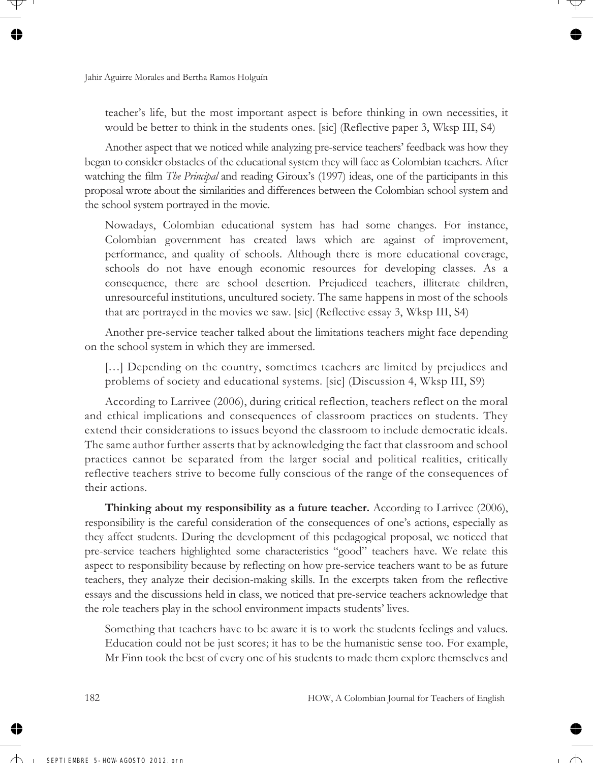teacher's life, but the most important aspect is before thinking in own necessities, it would be better to think in the students ones. [sic] (Reflective paper 3, Wksp III, S4)

Another aspect that we noticed while analyzing pre-service teachers' feedback was how they began to consider obstacles of the educational system they will face as Colombian teachers. After watching the film *The Principal* and reading Giroux's (1997) ideas, one of the participants in this proposal wrote about the similarities and differences between the Colombian school system and the school system portrayed in the movie.

> Nowadays, Colombian educational system has had some changes. For instance, Colombian government has created laws which are against of improvement, performance, and quality of schools. Although there is more educational coverage, schools do not have enough economic resources for developing classes. As a consequence, there are school desertion. Prejudiced teachers, illiterate children, unresourceful institutions, uncultured society. The same happens in most of the schools that are portrayed in the movies we saw. [sic] (Reflective essay 3, Wksp III, S4)

Another pre-service teacher talked about the limitations teachers might face depending on the school system in which they are immersed.

> […] Depending on the country, sometimes teachers are limited by prejudices and problems of society and educational systems. [sic] (Discussion 4, Wksp III, S9)

According to Larrivee (2006), during critical reflection, teachers reflect on the moral and ethical implications and consequences of classroom practices on students. They extend their considerations to issues beyond the classroom to include democratic ideals. The same author further asserts that by acknowledging the fact that classroom and school practices cannot be separated from the larger social and political realities, critically reflective teachers strive to become fully conscious of the range of the consequences of their actions.

**Thinking about my responsibility as a future teacher.** According to Larrivee (2006), responsibility is the careful consideration of the consequences of one's actions, especially as they affect students. During the development of this pedagogical proposal, we noticed that pre-service teachers highlighted some characteristics "good" teachers have. We relate this aspect to responsibility because by reflecting on how pre-service teachers want to be as future teachers, they analyze their decision-making skills. In the excerpts taken from the reflective essays and the discussions held in class, we noticed that pre-service teachers acknowledge that the role teachers play in the school environment impacts students' lives.

> Something that teachers have to be aware it is to work the students feelings and values. Education could not be just scores; it has to be the humanistic sense too. For example, Mr Finn took the best of every one of his students to made them explore themselves and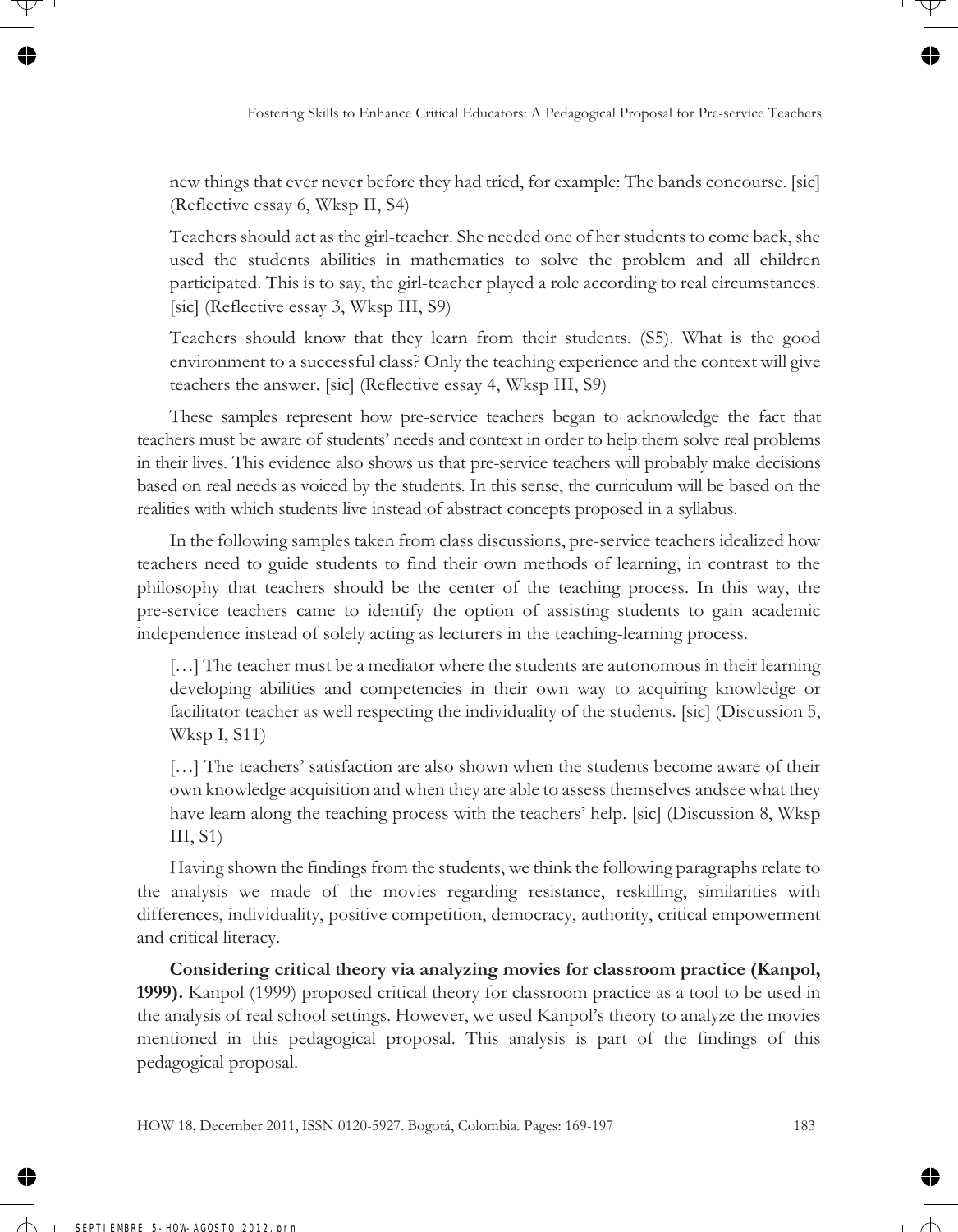new things that ever never before they had tried, for example: The bands concourse. [sic] (Reflective essay 6, Wksp II, S4)

Teachers should act as the girl-teacher. She needed one of her students to come back, she used the students abilities in mathematics to solve the problem and all children participated. This is to say, the girl-teacher played a role according to real circumstances. [sic] (Reflective essay 3, Wksp III, S9)

Teachers should know that they learn from their students. (S5). What is the good environment to a successful class? Only the teaching experience and the context will give teachers the answer. [sic] (Reflective essay 4, Wksp III, S9)

These samples represent how pre-service teachers began to acknowledge the fact that teachers must be aware of students' needs and context in order to help them solve real problems in their lives. This evidence also shows us that pre-service teachers will probably make decisions based on real needs as voiced by the students. In this sense, the curriculum will be based on the realities with which students live instead of abstract concepts proposed in a syllabus.

In the following samples taken from class discussions, pre-service teachers idealized how teachers need to guide students to find their own methods of learning, in contrast to the philosophy that teachers should be the center of the teaching process. In this way, the pre-service teachers came to identify the option of assisting students to gain academic independence instead of solely acting as lecturers in the teaching-learning process.

[…] The teacher must be a mediator where the students are autonomous in their learning developing abilities and competencies in their own way to acquiring knowledge or facilitator teacher as well respecting the individuality of the students. [sic] (Discussion 5, Wksp I, S11)

[…] The teachers' satisfaction are also shown when the students become aware of their own knowledge acquisition and when they are able to assess themselves andsee what they have learn along the teaching process with the teachers' help. [sic] (Discussion 8, Wksp III, S1)

Having shown the findings from the students, we think the following paragraphs relate to the analysis we made of the movies regarding resistance, reskilling, similarities with differences, individuality, positive competition, democracy, authority, critical empowerment and critical literacy.

**Considering critical theory via analyzing movies for classroom practice (Kanpol, 1999).** Kanpol (1999) proposed critical theory for classroom practice as a tool to be used in the analysis of real school settings. However, we used Kanpol's theory to analyze the movies mentioned in this pedagogical proposal. This analysis is part of the findings of this pedagogical proposal.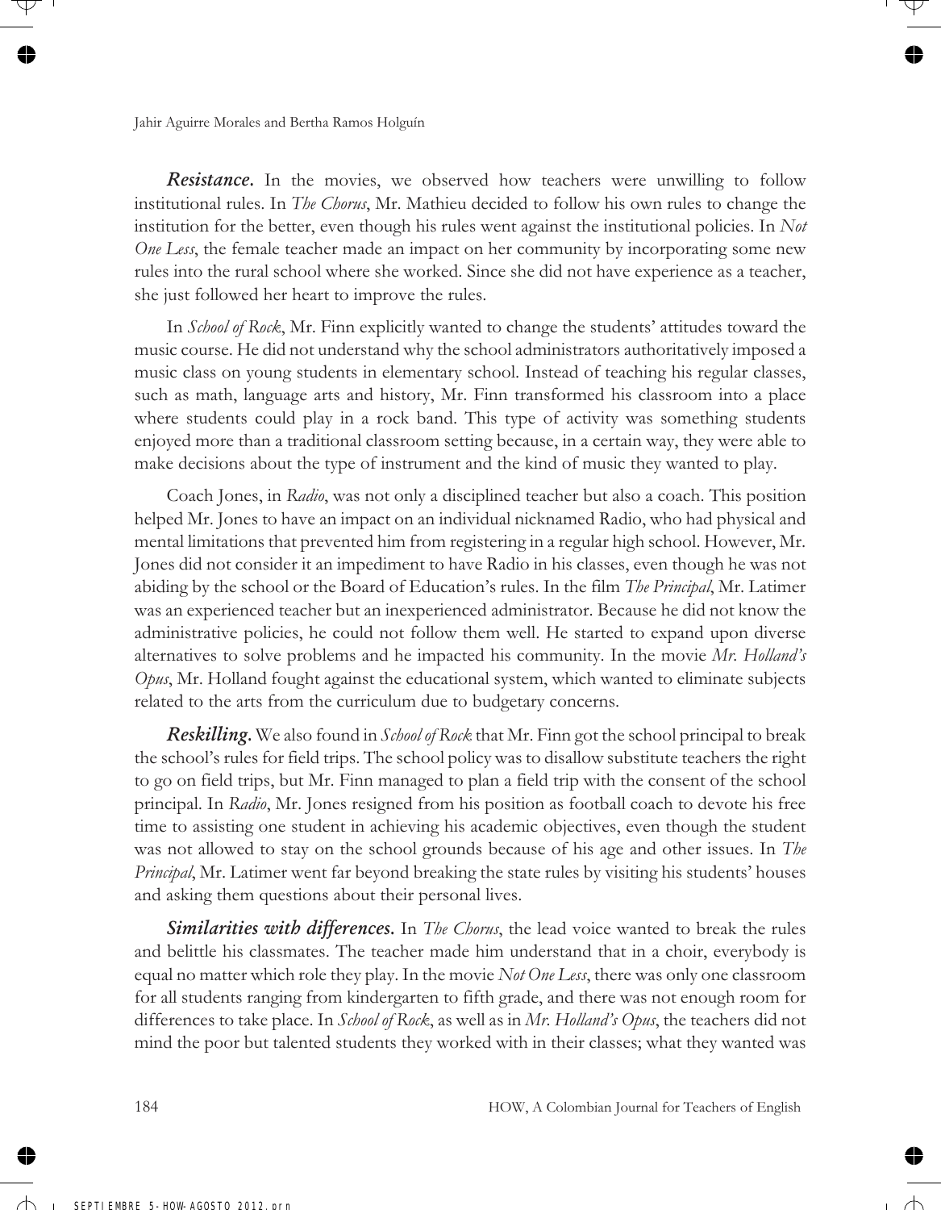***Resistance.*** In the movies, we observed how teachers were unwilling to follow institutional rules. In *The Chorus*, Mr. Mathieu decided to follow his own rules to change the institution for the better, even though his rules went against the institutional policies. In *Not One Less*, the female teacher made an impact on her community by incorporating some new rules into the rural school where she worked. Since she did not have experience as a teacher, she just followed her heart to improve the rules.

In *School of Rock*, Mr. Finn explicitly wanted to change the students' attitudes toward the music course. He did not understand why the school administrators authoritatively imposed a music class on young students in elementary school. Instead of teaching his regular classes, such as math, language arts and history, Mr. Finn transformed his classroom into a place where students could play in a rock band. This type of activity was something students enjoyed more than a traditional classroom setting because, in a certain way, they were able to make decisions about the type of instrument and the kind of music they wanted to play.

Coach Jones, in *Radio*, was not only a disciplined teacher but also a coach. This position helped Mr. Jones to have an impact on an individual nicknamed Radio, who had physical and mental limitations that prevented him from registering in a regular high school. However, Mr. Jones did not consider it an impediment to have Radio in his classes, even though he was not abiding by the school or the Board of Education's rules. In the film *The Principal*, Mr. Latimer was an experienced teacher but an inexperienced administrator. Because he did not know the administrative policies, he could not follow them well. He started to expand upon diverse alternatives to solve problems and he impacted his community. In the movie *Mr. Holland's Opus*, Mr. Holland fought against the educational system, which wanted to eliminate subjects related to the arts from the curriculum due to budgetary concerns.

***Reskilling.*** We also found in *School of Rock* that Mr. Finn got the school principal to break the school's rules for field trips. The school policy was to disallow substitute teachers the right to go on field trips, but Mr. Finn managed to plan a field trip with the consent of the school principal. In *Radio*, Mr. Jones resigned from his position as football coach to devote his free time to assisting one student in achieving his academic objectives, even though the student was not allowed to stay on the school grounds because of his age and other issues. In *The Principal*, Mr. Latimer went far beyond breaking the state rules by visiting his students' houses and asking them questions about their personal lives.

***Similarities with differences.*** In *The Chorus*, the lead voice wanted to break the rules and belittle his classmates. The teacher made him understand that in a choir, everybody is equal no matter which role they play. In the movie *Not One Less*, there was only one classroom for all students ranging from kindergarten to fifth grade, and there was not enough room for differences to take place. In *School of Rock*, as well as in *Mr. Holland's Opus*, the teachers did not mind the poor but talented students they worked with in their classes; what they wanted was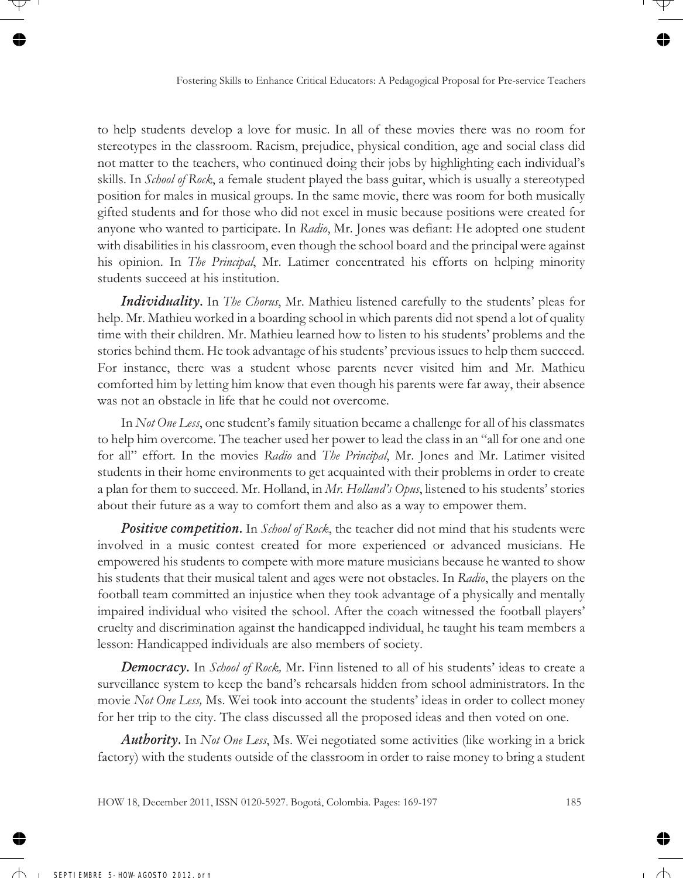to help students develop a love for music. In all of these movies there was no room for stereotypes in the classroom. Racism, prejudice, physical condition, age and social class did not matter to the teachers, who continued doing their jobs by highlighting each individual's skills. In *School of Rock*, a female student played the bass guitar, which is usually a stereotyped position for males in musical groups. In the same movie, there was room for both musically gifted students and for those who did not excel in music because positions were created for anyone who wanted to participate. In *Radio*, Mr. Jones was defiant: He adopted one student with disabilities in his classroom, even though the school board and the principal were against his opinion. In *The Principal*, Mr. Latimer concentrated his efforts on helping minority students succeed at his institution.

***Individuality.*** In *The Chorus*, Mr. Mathieu listened carefully to the students' pleas for help. Mr. Mathieu worked in a boarding school in which parents did not spend a lot of quality time with their children. Mr. Mathieu learned how to listen to his students' problems and the stories behind them. He took advantage of his students' previous issues to help them succeed. For instance, there was a student whose parents never visited him and Mr. Mathieu comforted him by letting him know that even though his parents were far away, their absence was not an obstacle in life that he could not overcome.

In *Not One Less*, one student's family situation became a challenge for all of his classmates to help him overcome. The teacher used her power to lead the class in an "all for one and one for all" effort. In the movies *Radio* and *The Principal*, Mr. Jones and Mr. Latimer visited students in their home environments to get acquainted with their problems in order to create a plan for them to succeed. Mr. Holland, in *Mr. Holland's Opus*, listened to his students' stories about their future as a way to comfort them and also as a way to empower them.

***Positive competition.*** In *School of Rock*, the teacher did not mind that his students were involved in a music contest created for more experienced or advanced musicians. He empowered his students to compete with more mature musicians because he wanted to show his students that their musical talent and ages were not obstacles. In *Radio*, the players on the football team committed an injustice when they took advantage of a physically and mentally impaired individual who visited the school. After the coach witnessed the football players' cruelty and discrimination against the handicapped individual, he taught his team members a lesson: Handicapped individuals are also members of society.

***Democracy.*** In *School of Rock,* Mr. Finn listened to all of his students' ideas to create a surveillance system to keep the band's rehearsals hidden from school administrators. In the movie *Not One Less,* Ms. Wei took into account the students' ideas in order to collect money for her trip to the city. The class discussed all the proposed ideas and then voted on one.

***Authority.*** In *Not One Less*, Ms. Wei negotiated some activities (like working in a brick factory) with the students outside of the classroom in order to raise money to bring a student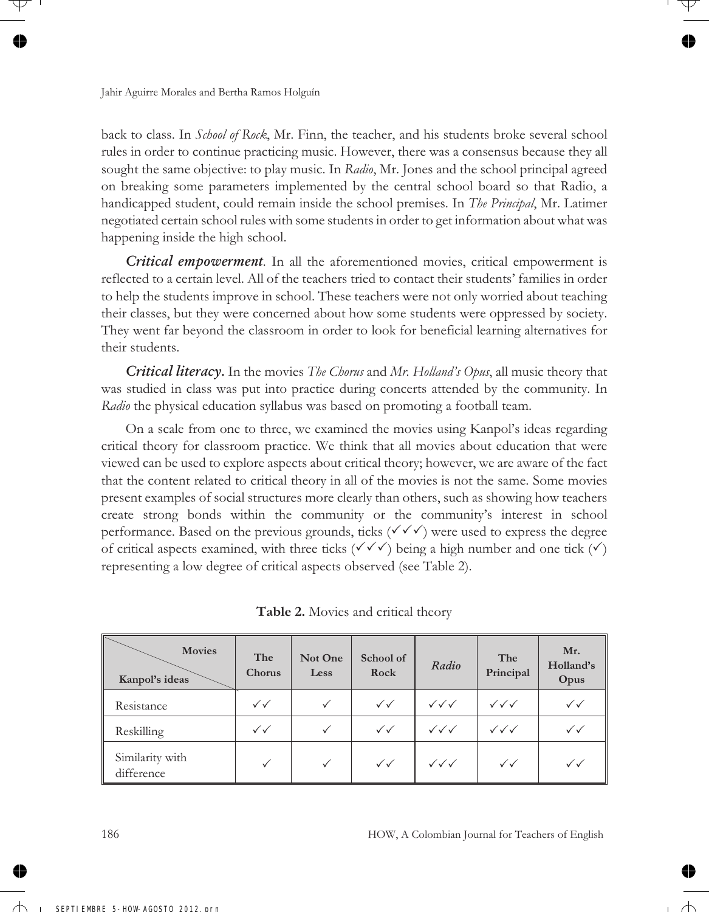back to class. In *School of Rock*, Mr. Finn, the teacher, and his students broke several school rules in order to continue practicing music. However, there was a consensus because they all sought the same objective: to play music. In *Radio*, Mr. Jones and the school principal agreed on breaking some parameters implemented by the central school board so that Radio, a handicapped student, could remain inside the school premises. In *The Principal*, Mr. Latimer negotiated certain school rules with some students in order to get information about what was happening inside the high school.

***Critical empowerment***. In all the aforementioned movies, critical empowerment is reflected to a certain level. All of the teachers tried to contact their students' families in order to help the students improve in school. These teachers were not only worried about teaching their classes, but they were concerned about how some students were oppressed by society. They went far beyond the classroom in order to look for beneficial learning alternatives for their students.

***Critical literacy***. In the movies *The Chorus* and *Mr. Holland's Opus*, all music theory that was studied in class was put into practice during concerts attended by the community. In *Radio* the physical education syllabus was based on promoting a football team.

On a scale from one to three, we examined the movies using Kanpol's ideas regarding critical theory for classroom practice. We think that all movies about education that were viewed can be used to explore aspects about critical theory; however, we are aware of the fact that the content related to critical theory in all of the movies is not the same. Some movies present examples of social structures more clearly than others, such as showing how teachers create strong bonds within the community or the community's interest in school performance. Based on the previous grounds, ticks (✓✓✓) were used to express the degree of critical aspects examined, with three ticks (✓✓✓) being a high number and one tick (✓) representing a low degree of critical aspects observed (see Table 2).

**Table 2.** Movies and critical theory

| Kanpol's ideas \ Movies | The Chorus | Not One Less | School of Rock | *Radio* | The Principal | Mr. Holland's Opus |
|---|---|---|---|---|---|---|
| Resistance | ✓✓ | ✓ | ✓✓ | ✓✓✓ | ✓✓✓ | ✓✓ |
| Reskilling | ✓✓ | ✓ | ✓✓ | ✓✓✓ | ✓✓✓ | ✓✓ |
| Similarity with difference | ✓ | ✓ | ✓✓ | ✓✓✓ | ✓✓ | ✓✓ |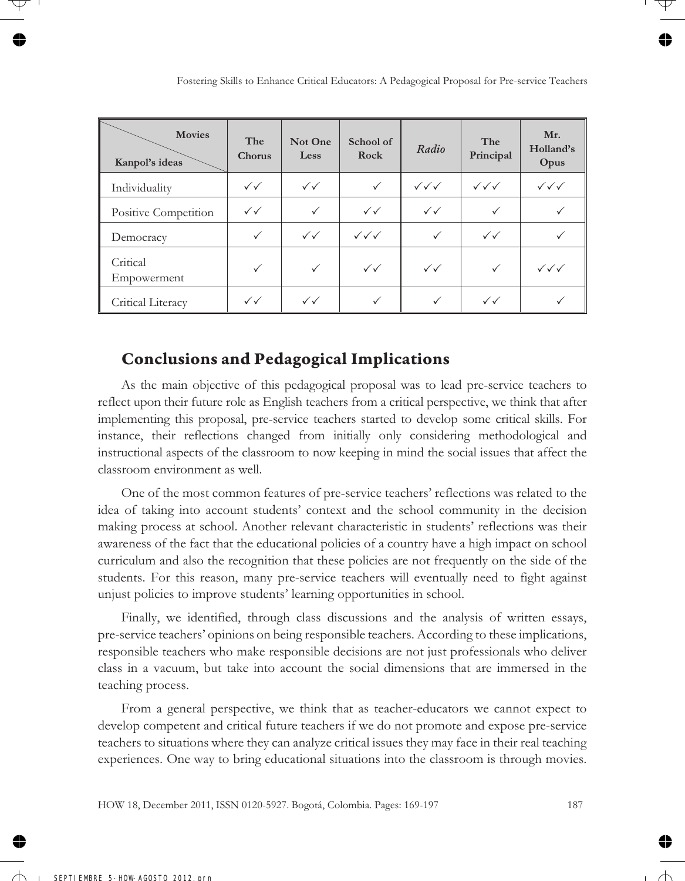| Movies / Kanpol's ideas | The Chorus | Not One Less | School of Rock | *Radio* | The Principal | Mr. Holland's Opus |
|---|---|---|---|---|---|---|
| Individuality | ✓✓ | ✓✓ | ✓ | ✓✓✓ | ✓✓✓ | ✓✓✓ |
| Positive Competition | ✓✓ | ✓ | ✓✓ | ✓✓ | ✓ | ✓ |
| Democracy | ✓ | ✓✓ | ✓✓✓ | ✓ | ✓✓ | ✓ |
| Critical Empowerment | ✓ | ✓ | ✓✓ | ✓✓ | ✓ | ✓✓✓ |
| Critical Literacy | ✓✓ | ✓✓ | ✓ | ✓ | ✓✓ | ✓ |

## Conclusions and Pedagogical Implications

As the main objective of this pedagogical proposal was to lead pre-service teachers to reflect upon their future role as English teachers from a critical perspective, we think that after implementing this proposal, pre-service teachers started to develop some critical skills. For instance, their reflections changed from initially only considering methodological and instructional aspects of the classroom to now keeping in mind the social issues that affect the classroom environment as well.

One of the most common features of pre-service teachers' reflections was related to the idea of taking into account students' context and the school community in the decision making process at school. Another relevant characteristic in students' reflections was their awareness of the fact that the educational policies of a country have a high impact on school curriculum and also the recognition that these policies are not frequently on the side of the students. For this reason, many pre-service teachers will eventually need to fight against unjust policies to improve students' learning opportunities in school.

Finally, we identified, through class discussions and the analysis of written essays, pre-service teachers' opinions on being responsible teachers. According to these implications, responsible teachers who make responsible decisions are not just professionals who deliver class in a vacuum, but take into account the social dimensions that are immersed in the teaching process.

From a general perspective, we think that as teacher-educators we cannot expect to develop competent and critical future teachers if we do not promote and expose pre-service teachers to situations where they can analyze critical issues they may face in their real teaching experiences. One way to bring educational situations into the classroom is through movies.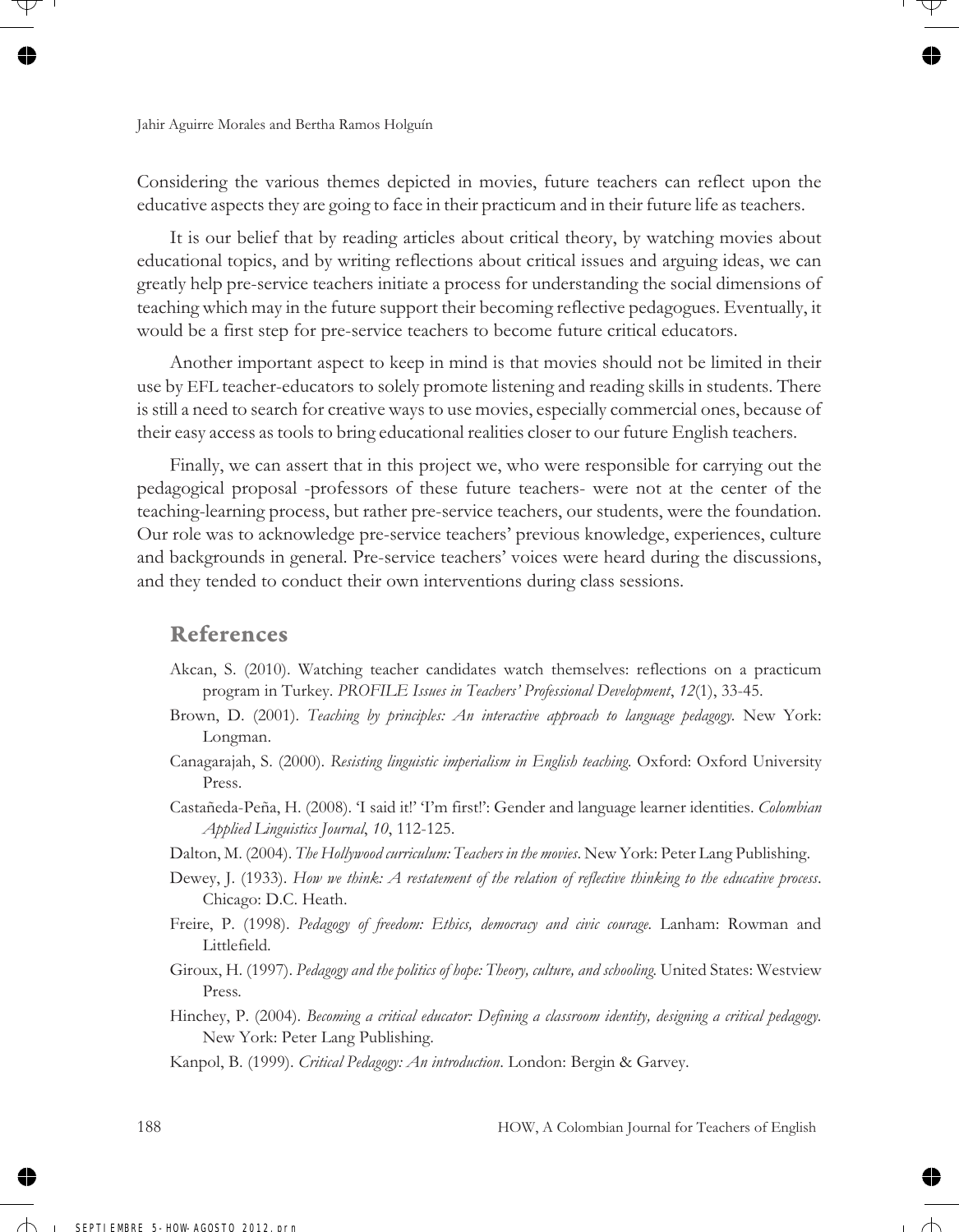Considering the various themes depicted in movies, future teachers can reflect upon the educative aspects they are going to face in their practicum and in their future life as teachers.

It is our belief that by reading articles about critical theory, by watching movies about educational topics, and by writing reflections about critical issues and arguing ideas, we can greatly help pre-service teachers initiate a process for understanding the social dimensions of teaching which may in the future support their becoming reflective pedagogues. Eventually, it would be a first step for pre-service teachers to become future critical educators.

Another important aspect to keep in mind is that movies should not be limited in their use by EFL teacher-educators to solely promote listening and reading skills in students. There is still a need to search for creative ways to use movies, especially commercial ones, because of their easy access as tools to bring educational realities closer to our future English teachers.

Finally, we can assert that in this project we, who were responsible for carrying out the pedagogical proposal -professors of these future teachers- were not at the center of the teaching-learning process, but rather pre-service teachers, our students, were the foundation. Our role was to acknowledge pre-service teachers' previous knowledge, experiences, culture and backgrounds in general. Pre-service teachers' voices were heard during the discussions, and they tended to conduct their own interventions during class sessions.

## References

Akcan, S. (2010). Watching teacher candidates watch themselves: reflections on a practicum program in Turkey. *PROFILE Issues in Teachers' Professional Development*, *12*(1), 33-45.

Brown, D. (2001). *Teaching by principles: An interactive approach to language pedagogy.* New York: Longman.

Canagarajah, S. (2000). *Resisting linguistic imperialism in English teaching.* Oxford: Oxford University Press.

Castañeda-Peña, H. (2008). 'I said it!' 'I'm first!': Gender and language learner identities. *Colombian Applied Linguistics Journal*, *10*, 112-125.

Dalton, M. (2004). *The Hollywood curriculum: Teachers in the movies*. New York: Peter Lang Publishing.

Dewey, J. (1933). *How we think: A restatement of the relation of reflective thinking to the educative process*. Chicago: D.C. Heath.

Freire, P. (1998). *Pedagogy of freedom: Ethics, democracy and civic courage.* Lanham: Rowman and Littlefield.

Giroux, H. (1997). *Pedagogy and the politics of hope: Theory, culture, and schooling.* United States: Westview Press.

Hinchey, P. (2004). *Becoming a critical educator: Defining a classroom identity, designing a critical pedagogy*. New York: Peter Lang Publishing.

Kanpol, B. (1999). *Critical Pedagogy: An introduction*. London: Bergin & Garvey.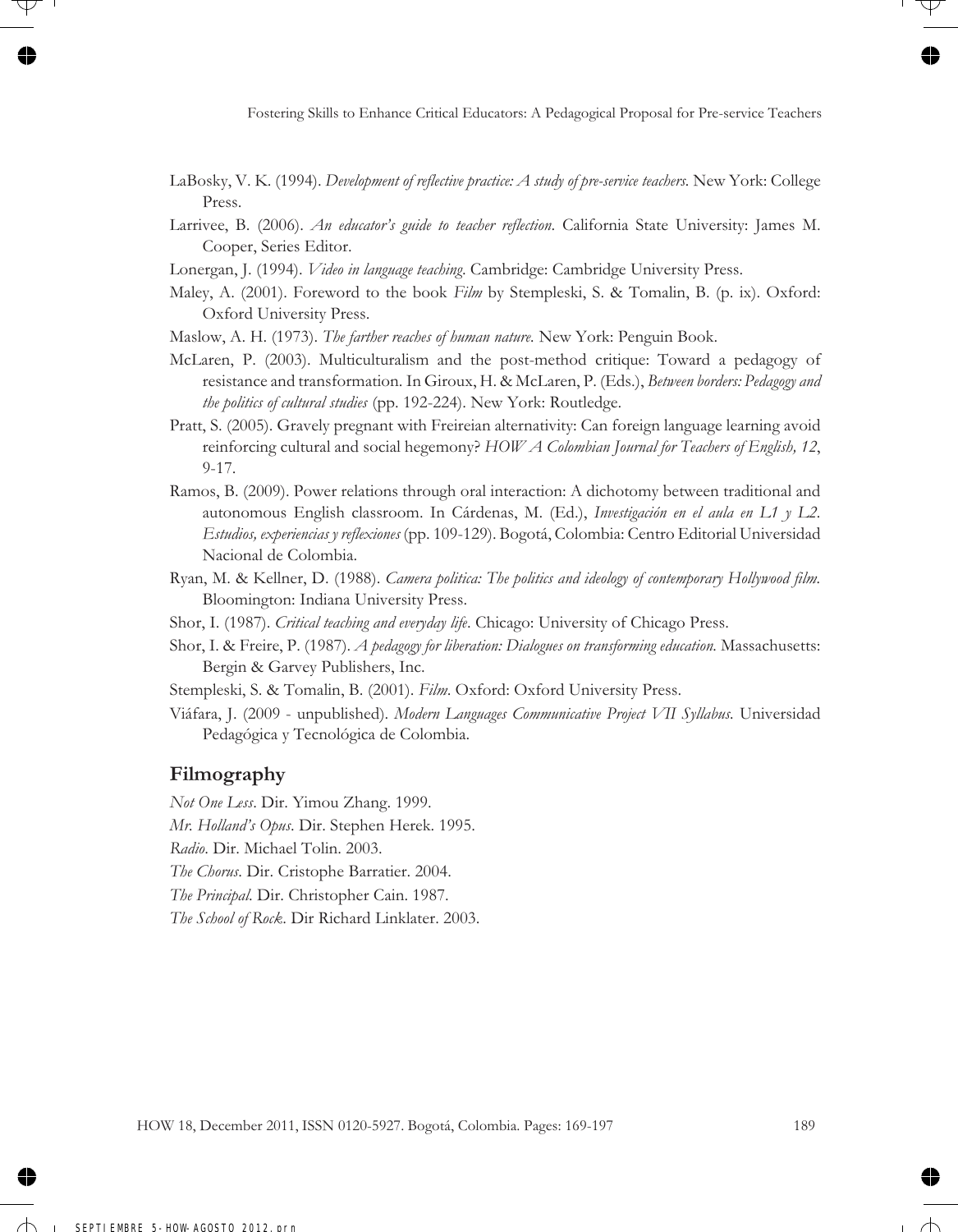LaBosky, V. K. (1994). *Development of reflective practice: A study of pre-service teachers.* New York: College Press.

Larrivee, B. (2006). *An educator's guide to teacher reflection.* California State University: James M. Cooper, Series Editor.

Lonergan, J. (1994). *Video in language teaching.* Cambridge: Cambridge University Press.

Maley, A. (2001). Foreword to the book *Film* by Stempleski, S. & Tomalin, B. (p. ix). Oxford: Oxford University Press.

Maslow, A. H. (1973). *The farther reaches of human nature.* New York: Penguin Book.

McLaren, P. (2003). Multiculturalism and the post-method critique: Toward a pedagogy of resistance and transformation. In Giroux, H. & McLaren, P. (Eds.), *Between borders: Pedagogy and the politics of cultural studies* (pp. 192-224). New York: Routledge.

Pratt, S. (2005). Gravely pregnant with Freireian alternativity: Can foreign language learning avoid reinforcing cultural and social hegemony? *HOW A Colombian Journal for Teachers of English, 12*, 9-17.

Ramos, B. (2009). Power relations through oral interaction: A dichotomy between traditional and autonomous English classroom. In Cárdenas, M. (Ed.), *Investigación en el aula en L1 y L2. Estudios, experiencias y reflexiones* (pp. 109-129). Bogotá, Colombia: Centro Editorial Universidad Nacional de Colombia.

Ryan, M. & Kellner, D. (1988). *Camera politica: The politics and ideology of contemporary Hollywood film.* Bloomington: Indiana University Press.

Shor, I. (1987). *Critical teaching and everyday life*. Chicago: University of Chicago Press.

Shor, I. & Freire, P. (1987). *A pedagogy for liberation: Dialogues on transforming education.* Massachusetts: Bergin & Garvey Publishers, Inc.

Stempleski, S. & Tomalin, B. (2001). *Film.* Oxford: Oxford University Press.

Viáfara, J. (2009 - unpublished). *Modern Languages Communicative Project VII Syllabus.* Universidad Pedagógica y Tecnológica de Colombia.

## Filmography

*Not One Less*. Dir. Yimou Zhang. 1999.

*Mr. Holland's Opus*. Dir. Stephen Herek. 1995.

*Radio*. Dir. Michael Tolin. 2003.

*The Chorus*. Dir. Cristophe Barratier. 2004.

*The Principal*. Dir. Christopher Cain. 1987.

*The School of Rock*. Dir Richard Linklater. 2003.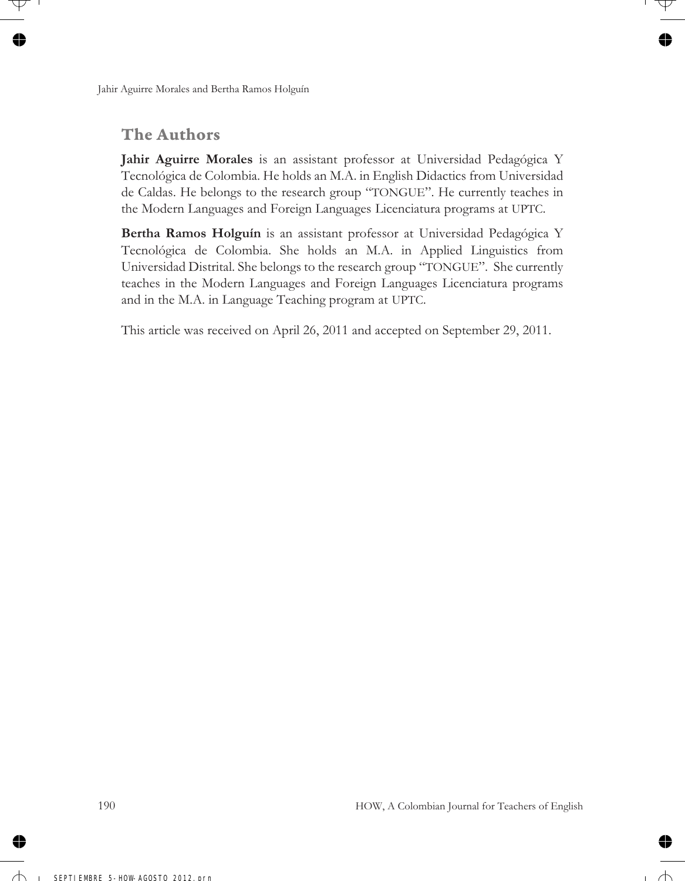## The Authors

**Jahir Aguirre Morales** is an assistant professor at Universidad Pedagógica Y Tecnológica de Colombia. He holds an M.A. in English Didactics from Universidad de Caldas. He belongs to the research group "TONGUE". He currently teaches in the Modern Languages and Foreign Languages Licenciatura programs at UPTC.

**Bertha Ramos Holguín** is an assistant professor at Universidad Pedagógica Y Tecnológica de Colombia. She holds an M.A. in Applied Linguistics from Universidad Distrital. She belongs to the research group "TONGUE". She currently teaches in the Modern Languages and Foreign Languages Licenciatura programs and in the M.A. in Language Teaching program at UPTC.

This article was received on April 26, 2011 and accepted on September 29, 2011.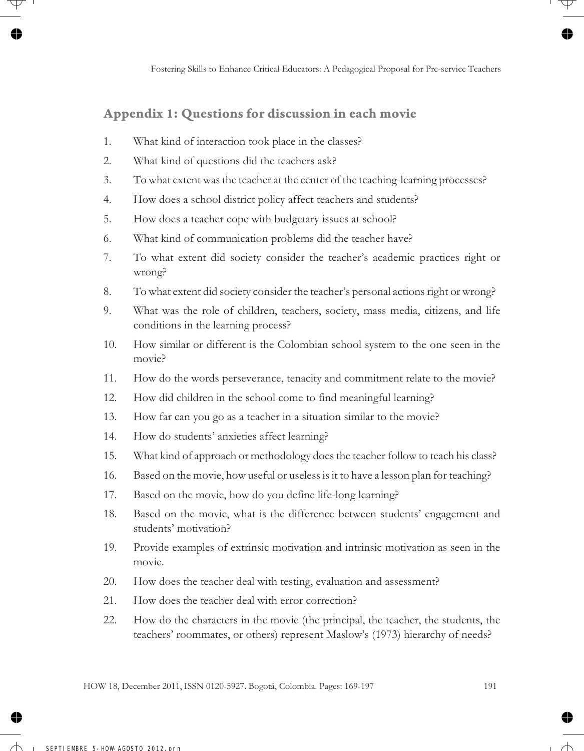## Appendix 1: Questions for discussion in each movie

1. What kind of interaction took place in the classes?
2. What kind of questions did the teachers ask?
3. To what extent was the teacher at the center of the teaching-learning processes?
4. How does a school district policy affect teachers and students?
5. How does a teacher cope with budgetary issues at school?
6. What kind of communication problems did the teacher have?
7. To what extent did society consider the teacher's academic practices right or wrong?
8. To what extent did society consider the teacher's personal actions right or wrong?
9. What was the role of children, teachers, society, mass media, citizens, and life conditions in the learning process?
10. How similar or different is the Colombian school system to the one seen in the movie?
11. How do the words perseverance, tenacity and commitment relate to the movie?
12. How did children in the school come to find meaningful learning?
13. How far can you go as a teacher in a situation similar to the movie?
14. How do students' anxieties affect learning?
15. What kind of approach or methodology does the teacher follow to teach his class?
16. Based on the movie, how useful or useless is it to have a lesson plan for teaching?
17. Based on the movie, how do you define life-long learning?
18. Based on the movie, what is the difference between students' engagement and students' motivation?
19. Provide examples of extrinsic motivation and intrinsic motivation as seen in the movie.
20. How does the teacher deal with testing, evaluation and assessment?
21. How does the teacher deal with error correction?
22. How do the characters in the movie (the principal, the teacher, the students, the teachers' roommates, or others) represent Maslow's (1973) hierarchy of needs?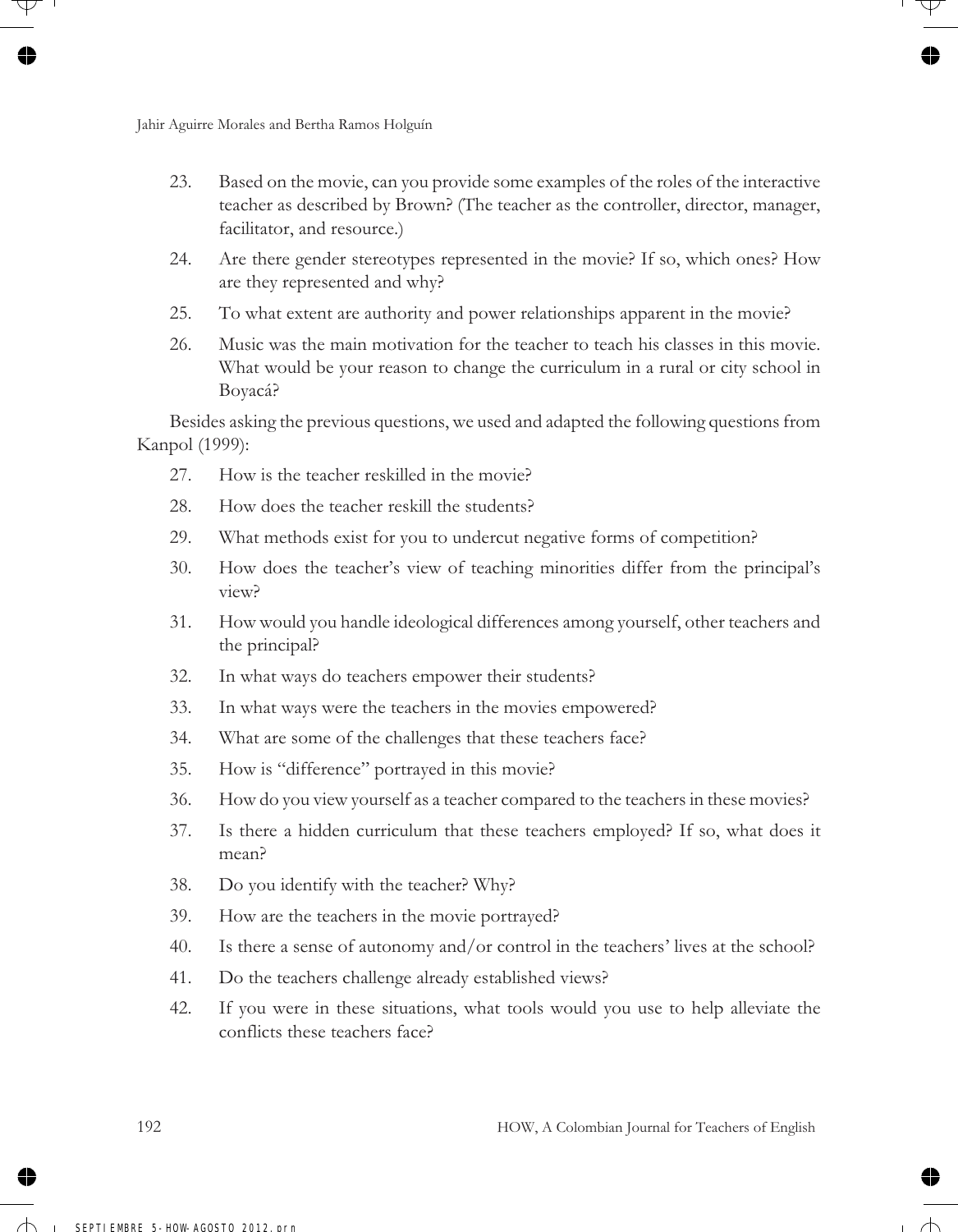23. Based on the movie, can you provide some examples of the roles of the interactive teacher as described by Brown? (The teacher as the controller, director, manager, facilitator, and resource.)
24. Are there gender stereotypes represented in the movie? If so, which ones? How are they represented and why?
25. To what extent are authority and power relationships apparent in the movie?
26. Music was the main motivation for the teacher to teach his classes in this movie. What would be your reason to change the curriculum in a rural or city school in Boyacá?

Besides asking the previous questions, we used and adapted the following questions from Kanpol (1999):

27. How is the teacher reskilled in the movie?
28. How does the teacher reskill the students?
29. What methods exist for you to undercut negative forms of competition?
30. How does the teacher's view of teaching minorities differ from the principal's view?
31. How would you handle ideological differences among yourself, other teachers and the principal?
32. In what ways do teachers empower their students?
33. In what ways were the teachers in the movies empowered?
34. What are some of the challenges that these teachers face?
35. How is "difference" portrayed in this movie?
36. How do you view yourself as a teacher compared to the teachers in these movies?
37. Is there a hidden curriculum that these teachers employed? If so, what does it mean?
38. Do you identify with the teacher? Why?
39. How are the teachers in the movie portrayed?
40. Is there a sense of autonomy and/or control in the teachers' lives at the school?
41. Do the teachers challenge already established views?
42. If you were in these situations, what tools would you use to help alleviate the conflicts these teachers face?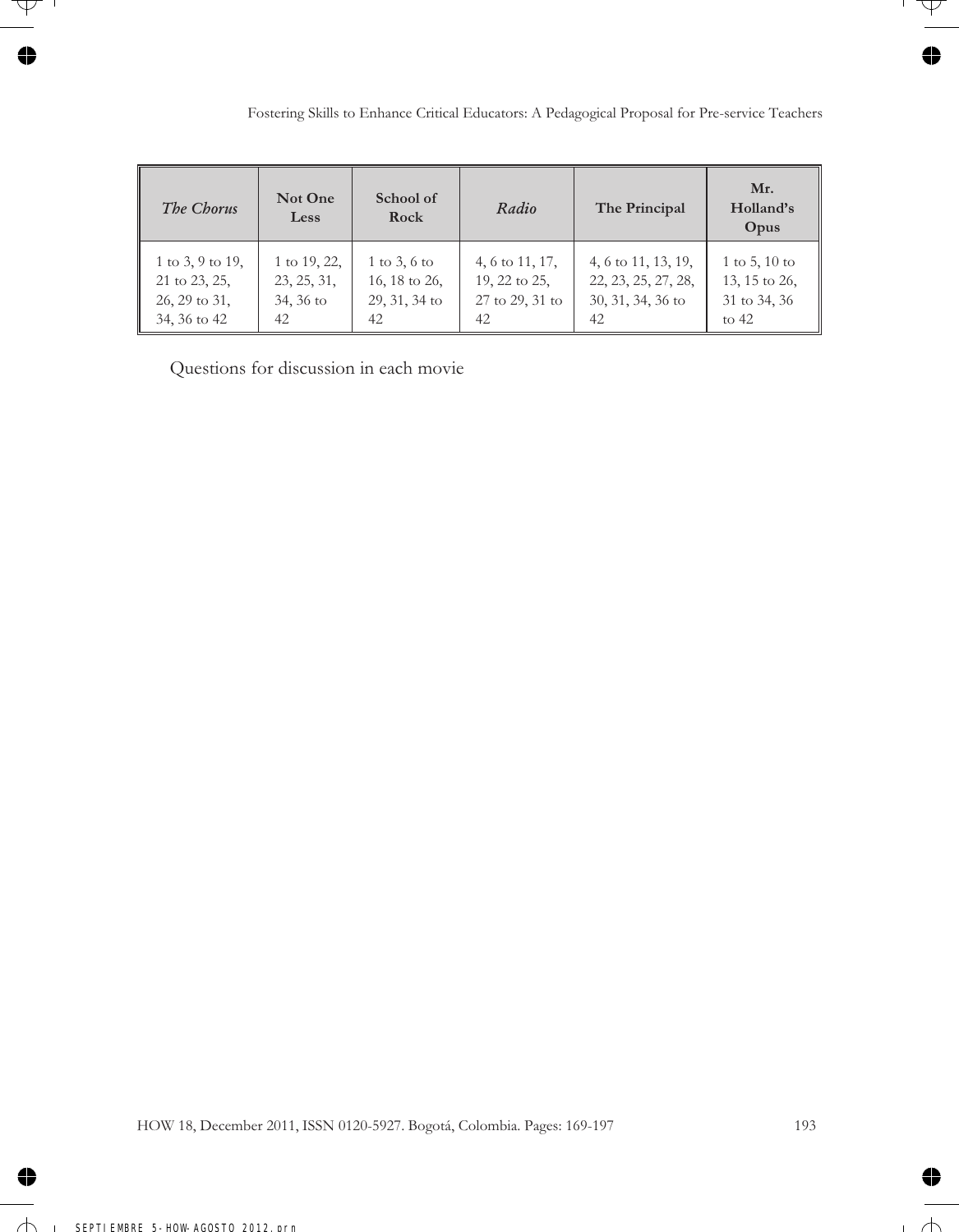| *The Chorus* | **Not One Less** | **School of Rock** | *Radio* | **The Principal** | **Mr. Holland's Opus** |
|---|---|---|---|---|---|
| 1 to 3, 9 to 19, 21 to 23, 25, 26, 29 to 31, 34, 36 to 42 | 1 to 19, 22, 23, 25, 31, 34, 36 to 42 | 1 to 3, 6 to 16, 18 to 26, 29, 31, 34 to 42 | 4, 6 to 11, 17, 19, 22 to 25, 27 to 29, 31 to 42 | 4, 6 to 11, 13, 19, 22, 23, 25, 27, 28, 30, 31, 34, 36 to 42 | 1 to 5, 10 to 13, 15 to 26, 31 to 34, 36 to 42 |

Questions for discussion in each movie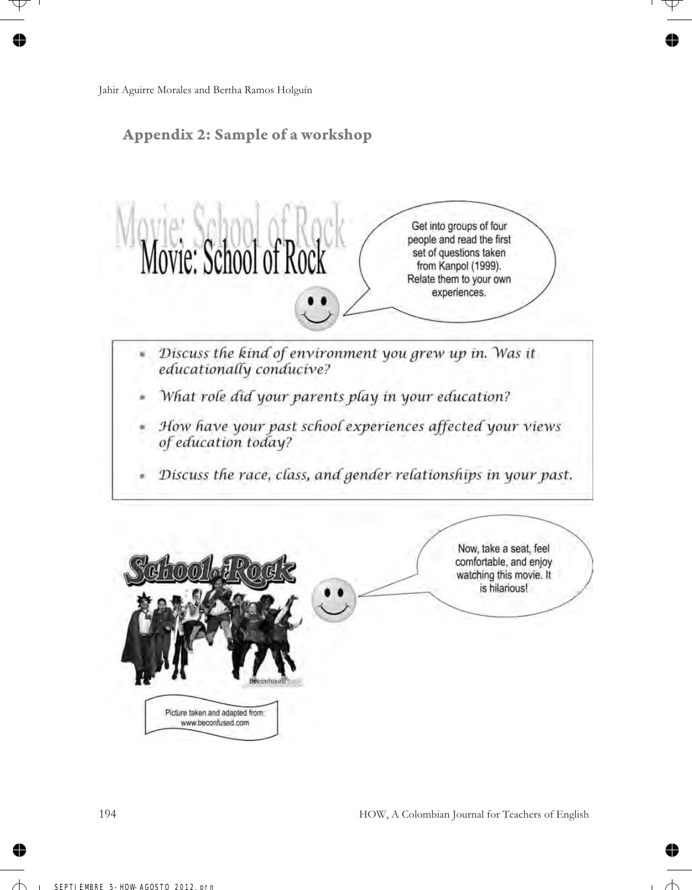## Appendix 2: Sample of a workshop

Movie: School of Rock

Get into groups of four people and read the first set of questions taken from Kanpol (1999). Relate them to your own experiences.

- *Discuss the kind of environment you grew up in. Was it educationally conducive?*
- *What role did your parents play in your education?*
- *How have your past school experiences affected your views of education today?*
- *Discuss the race, class, and gender relationships in your past.*

Now, take a seat, feel comfortable, and enjoy watching this movie. It is hilarious!

Picture taken and adapted from: www.beconfused.com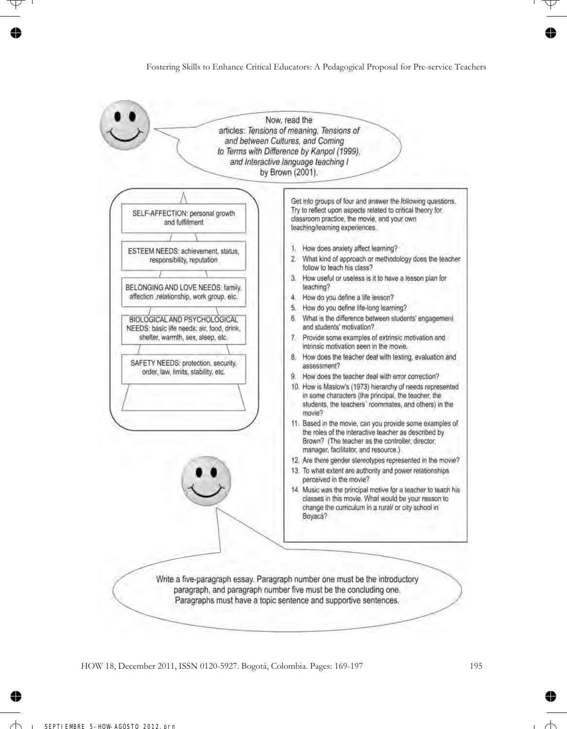Now, read the articles: *Tensions of meaning, Tensions of and between Cultures, and Coming to Terms with Difference by Kanpol (1999), and Interactive language teaching I* by Brown (2001).

- SELF-AFFECTION: personal growth and fulfillment
- ESTEEM NEEDS: achievement, status, responsibility, reputation
- BELONGING AND LOVE NEEDS: family, affection ,relationship, work group, etc.
- BIOLOGICAL AND PSYCHOLOGICAL NEEDS: basic life needs: air, food, drink, shelter, warmth, sex, sleep, etc.
- SAFETY NEEDS: protection, security, order, law, limits, stability, etc.

Get into groups of four and answer the following questions. Try to reflect upon aspects related to critical theory for classroom practice, the movie, and your own teaching/learning experiences.

1. How does anxiety affect learning?
2. What kind of approach or methodology does the teacher follow to teach his class?
3. How useful or useless is it to have a lesson plan for teaching?
4. How do you define a life lesson?
5. How do you define life-long learning?
6. What is the difference between students' engagement and students' motivation?
7. Provide some examples of extrinsic motivation and intrinsic motivation seen in the movie.
8. How does the teacher deal with testing, evaluation and assessment?
9. How does the teacher deal with error correction?
10. How is Maslow's (1973) hierarchy of needs represented in some characters (the principal, the teacher, the students, the teachers' roommates, and others) in the movie?
11. Based in the movie, can you provide some examples of the roles of the interactive teacher as described by Brown? (The teacher as the controller, director, manager, facilitator, and resource.)
12. Are there gender stereotypes represented in the movie?
13. To what extent are authority and power relationships perceived in the movie?
14. Music was the principal motive for a teacher to teach his classes in this movie. What would be your reason to change the curriculum in a rural/ or city school in Boyacá?

Write a five-paragraph essay. Paragraph number one must be the introductory paragraph, and paragraph number five must be the concluding one. Paragraphs must have a topic sentence and supportive sentences.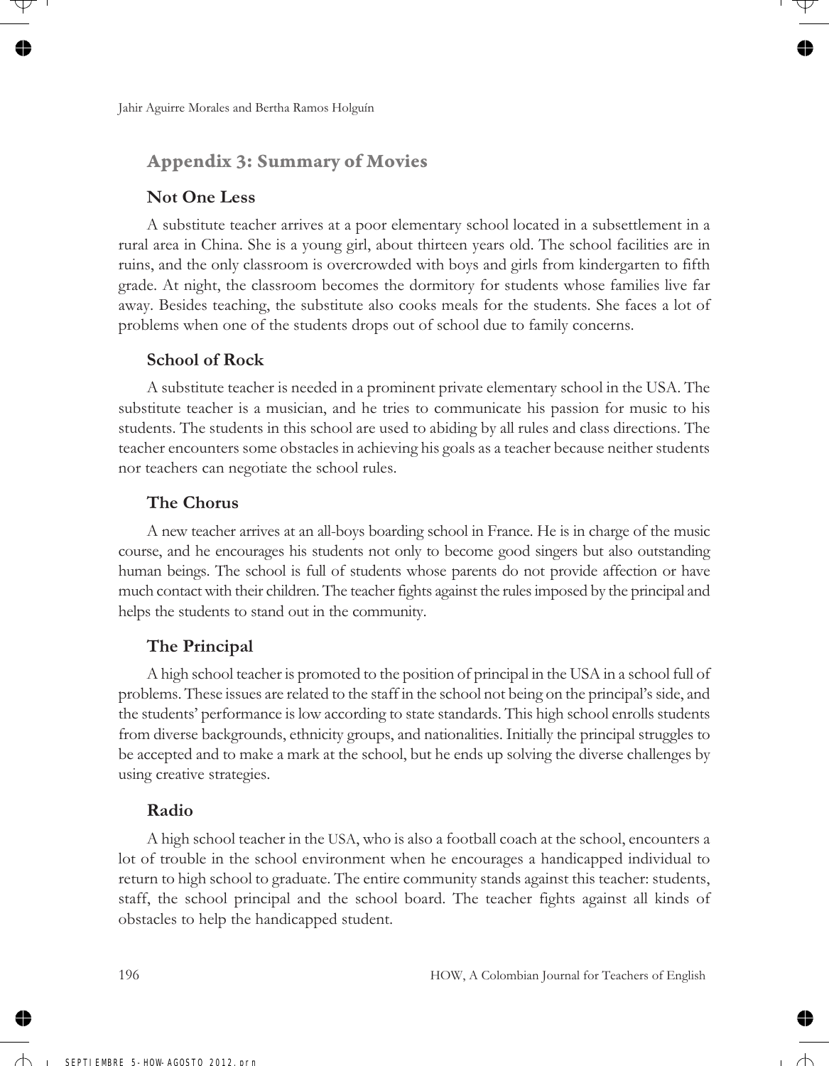## Appendix 3: Summary of Movies

### Not One Less

A substitute teacher arrives at a poor elementary school located in a subsettlement in a rural area in China. She is a young girl, about thirteen years old. The school facilities are in ruins, and the only classroom is overcrowded with boys and girls from kindergarten to fifth grade. At night, the classroom becomes the dormitory for students whose families live far away. Besides teaching, the substitute also cooks meals for the students. She faces a lot of problems when one of the students drops out of school due to family concerns.

### School of Rock

A substitute teacher is needed in a prominent private elementary school in the USA. The substitute teacher is a musician, and he tries to communicate his passion for music to his students. The students in this school are used to abiding by all rules and class directions. The teacher encounters some obstacles in achieving his goals as a teacher because neither students nor teachers can negotiate the school rules.

### The Chorus

A new teacher arrives at an all-boys boarding school in France. He is in charge of the music course, and he encourages his students not only to become good singers but also outstanding human beings. The school is full of students whose parents do not provide affection or have much contact with their children. The teacher fights against the rules imposed by the principal and helps the students to stand out in the community.

### The Principal

A high school teacher is promoted to the position of principal in the USA in a school full of problems. These issues are related to the staff in the school not being on the principal's side, and the students' performance is low according to state standards. This high school enrolls students from diverse backgrounds, ethnicity groups, and nationalities. Initially the principal struggles to be accepted and to make a mark at the school, but he ends up solving the diverse challenges by using creative strategies.

### Radio

A high school teacher in the USA, who is also a football coach at the school, encounters a lot of trouble in the school environment when he encourages a handicapped individual to return to high school to graduate. The entire community stands against this teacher: students, staff, the school principal and the school board. The teacher fights against all kinds of obstacles to help the handicapped student.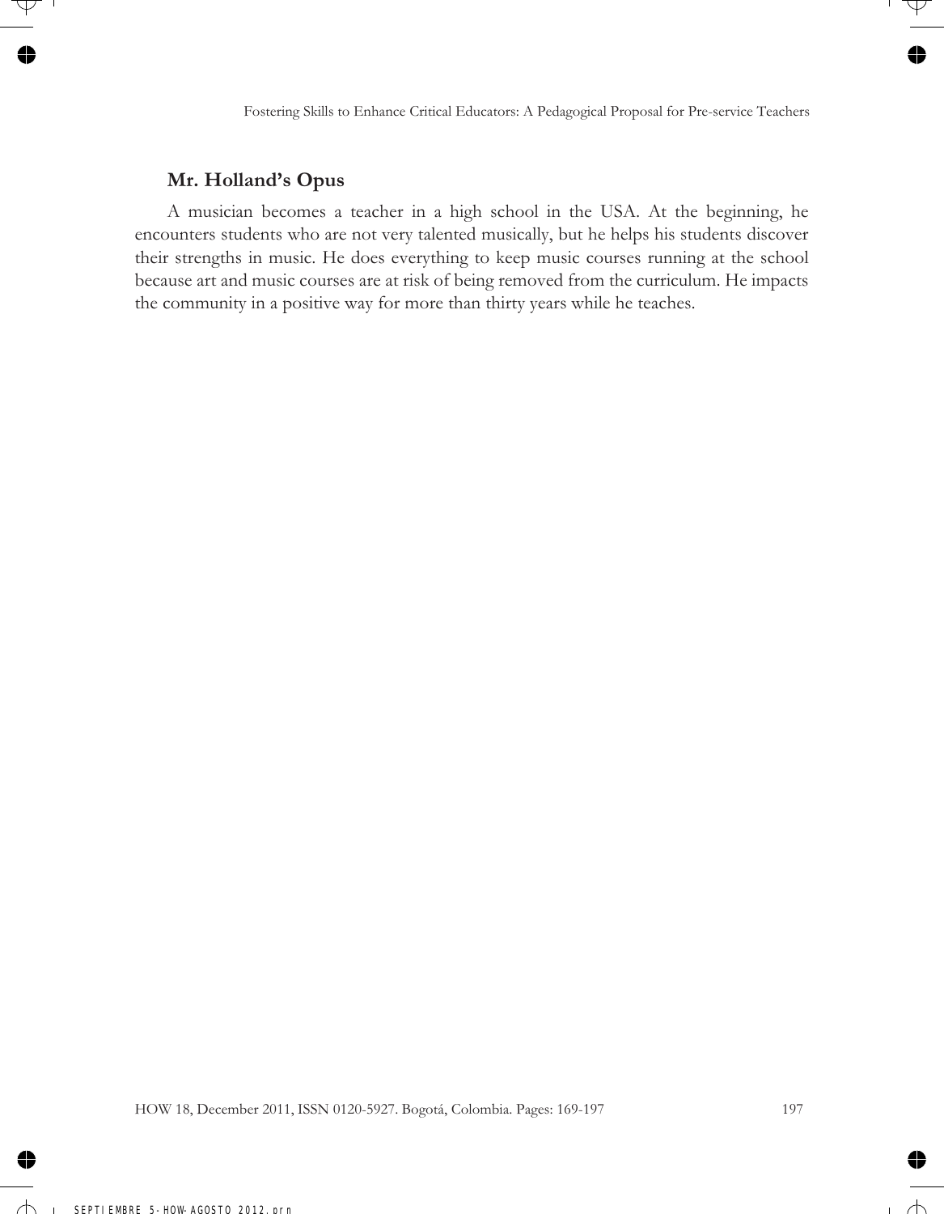### Mr. Holland's Opus

A musician becomes a teacher in a high school in the USA. At the beginning, he encounters students who are not very talented musically, but he helps his students discover their strengths in music. He does everything to keep music courses running at the school because art and music courses are at risk of being removed from the curriculum. He impacts the community in a positive way for more than thirty years while he teaches.